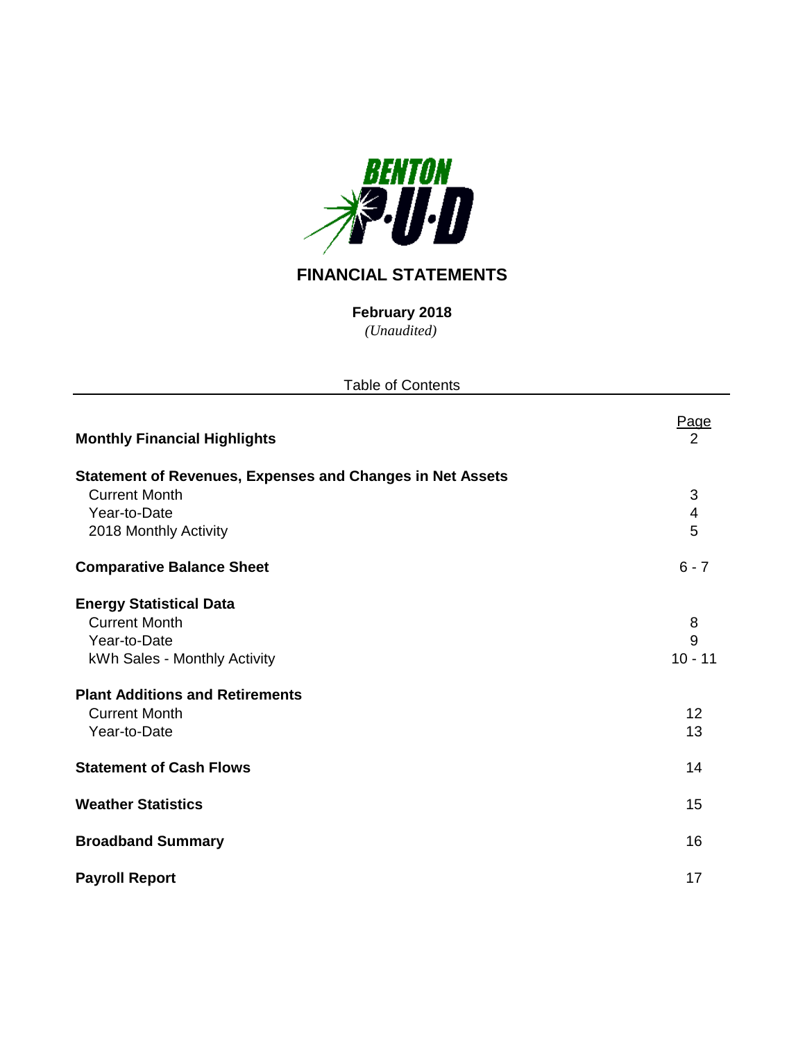BENTON P·U·D

# FINANCIAL STATEMENTS

**February 2018**
*(Unaudited)*

Table of Contents

| | Page |
|---|---|
| **Monthly Financial Highlights** | 2 |
| **Statement of Revenues, Expenses and Changes in Net Assets** | |
| Current Month | 3 |
| Year-to-Date | 4 |
| 2018 Monthly Activity | 5 |
| **Comparative Balance Sheet** | 6 - 7 |
| **Energy Statistical Data** | |
| Current Month | 8 |
| Year-to-Date | 9 |
| kWh Sales - Monthly Activity | 10 - 11 |
| **Plant Additions and Retirements** | |
| Current Month | 12 |
| Year-to-Date | 13 |
| **Statement of Cash Flows** | 14 |
| **Weather Statistics** | 15 |
| **Broadband Summary** | 16 |
| **Payroll Report** | 17 |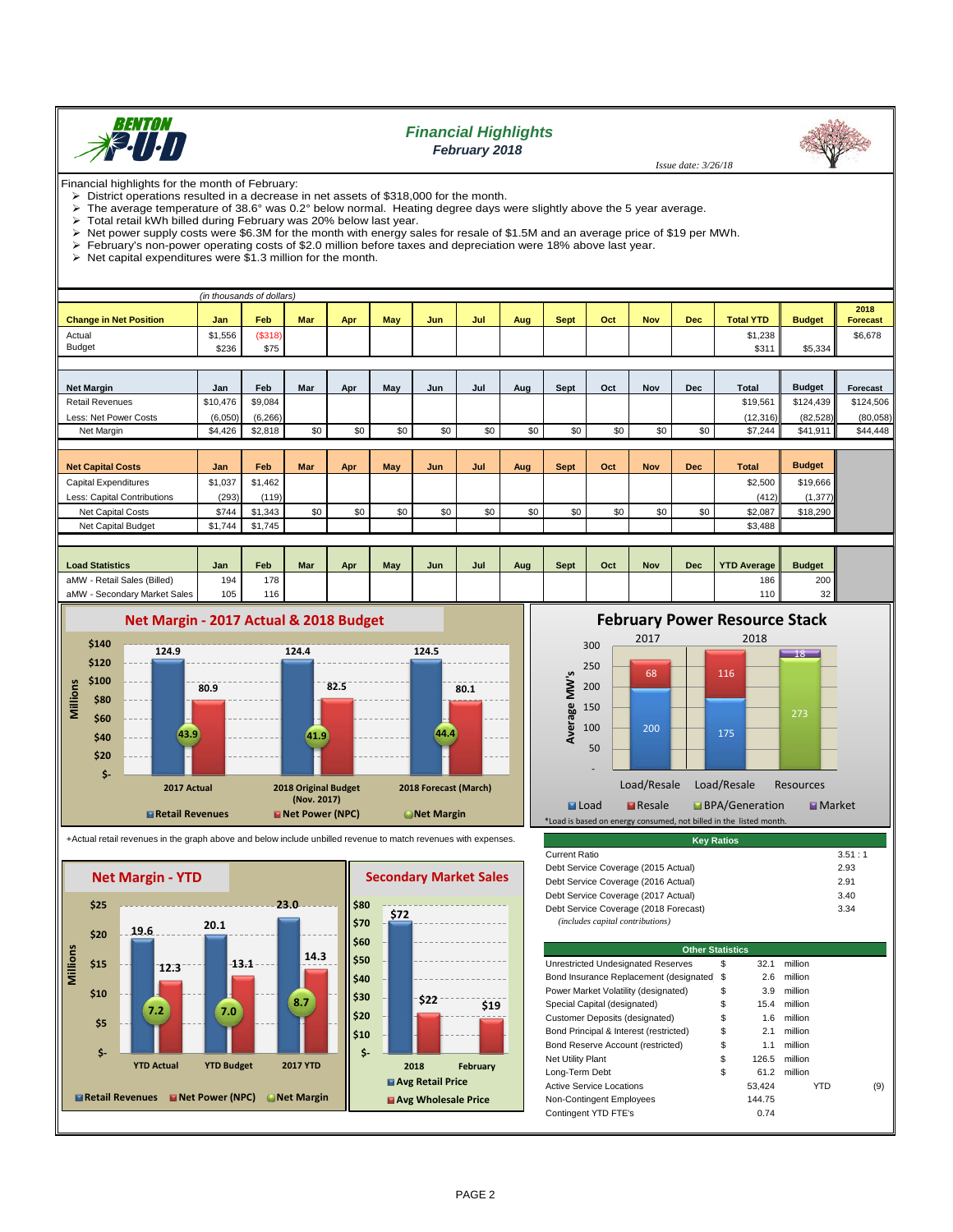# Financial Highlights
## February 2018

*Issue date: 3/26/18*

Financial highlights for the month of February:

- District operations resulted in a decrease in net assets of $318,000 for the month.
- The average temperature of 38.6° was 0.2° below normal. Heating degree days were slightly above the 5 year average.
- Total retail kWh billed during February was 20% below last year.
- Net power supply costs were $6.3M for the month with energy sales for resale of $1.5M and an average price of $19 per MWh.
- February's non-power operating costs of $2.0 million before taxes and depreciation were 18% above last year.
- Net capital expenditures were $1.3 million for the month.

*(in thousands of dollars)*

| Change in Net Position | Jan | Feb | Mar | Apr | May | Jun | Jul | Aug | Sept | Oct | Nov | Dec | Total YTD | Budget | 2018 Forecast |
|---|---|---|---|---|---|---|---|---|---|---|---|---|---|---|---|
| Actual | $1,556 | ($318) | | | | | | | | | | | $1,238 | | $6,678 |
| Budget | $236 | $75 | | | | | | | | | | | $311 | $5,334 | |

| Net Margin | Jan | Feb | Mar | Apr | May | Jun | Jul | Aug | Sept | Oct | Nov | Dec | Total | Budget | Forecast |
|---|---|---|---|---|---|---|---|---|---|---|---|---|---|---|---|
| Retail Revenues | $10,476 | $9,084 | | | | | | | | | | | $19,561 | $124,439 | $124,506 |
| Less: Net Power Costs | (6,050) | (6,266) | | | | | | | | | | | (12,316) | (82,528) | (80,058) |
| Net Margin | $4,426 | $2,818 | $0 | $0 | $0 | $0 | $0 | $0 | $0 | $0 | $0 | $0 | $7,244 | $41,911 | $44,448 |

| Net Capital Costs | Jan | Feb | Mar | Apr | May | Jun | Jul | Aug | Sept | Oct | Nov | Dec | Total | Budget |
|---|---|---|---|---|---|---|---|---|---|---|---|---|---|---|
| Capital Expenditures | $1,037 | $1,462 | | | | | | | | | | | $2,500 | $19,666 |
| Less: Capital Contributions | (293) | (119) | | | | | | | | | | | (412) | (1,377) |
| Net Capital Costs | $744 | $1,343 | $0 | $0 | $0 | $0 | $0 | $0 | $0 | $0 | $0 | $0 | $2,087 | $18,290 |
| Net Capital Budget | $1,744 | $1,745 | | | | | | | | | | | $3,488 | |

| Load Statistics | Jan | Feb | Mar | Apr | May | Jun | Jul | Aug | Sept | Oct | Nov | Dec | YTD Average | Budget |
|---|---|---|---|---|---|---|---|---|---|---|---|---|---|---|
| aMW - Retail Sales (Billed) | 194 | 178 | | | | | | | | | | | 186 | 200 |
| aMW - Secondary Market Sales | 105 | 116 | | | | | | | | | | | 110 | 32 |

**Net Margin - 2017 Actual & 2018 Budget** (Millions)

| | Retail Revenues | Net Power (NPC) | Net Margin |
|---|---|---|---|
| 2017 Actual | 124.9 | 80.9 | 43.9 |
| 2018 Original Budget (Nov. 2017) | 124.4 | 82.5 | 41.9 |
| 2018 Forecast (March) | 124.5 | 80.1 | 44.4 |

**February Power Resource Stack** (Average MW's)

| | Load | Resale | BPA/Generation | Market |
|---|---|---|---|---|
| 2017 Load/Resale | 200 | 68 | | |
| 2018 Load/Resale | 175 | 116 | | |
| 2018 Resources | | | 273 | 18 |

*Load is based on energy consumed, not billed in the listed month.

+Actual retail revenues in the graph above and below include unbilled revenue to match revenues with expenses.

**Net Margin - YTD** (Millions)

| | Retail Revenues | Net Power (NPC) | Net Margin |
|---|---|---|---|
| YTD Actual | 19.6 | 12.3 | 7.2 |
| YTD Budget | 20.1 | 13.1 | 7.0 |
| 2017 YTD | 23.0 | 14.3 | 8.7 |

**Secondary Market Sales**

| | Avg Retail Price | Avg Wholesale Price |
|---|---|---|
| 2018 | $72 | $22 |
| February | | $19 |

| Key Ratios | |
|---|---|
| Current Ratio | 3.51 : 1 |
| Debt Service Coverage (2015 Actual) | 2.93 |
| Debt Service Coverage (2016 Actual) | 2.91 |
| Debt Service Coverage (2017 Actual) | 3.40 |
| Debt Service Coverage (2018 Forecast) | 3.34 |
| *(includes capital contributions)* | |

| Other Statistics | | | | | |
|---|---|---|---|---|---|
| Unrestricted Undesignated Reserves | $ | 32.1 | million | | |
| Bond Insurance Replacement (designated) | $ | 2.6 | million | | |
| Power Market Volatility (designated) | $ | 3.9 | million | | |
| Special Capital (designated) | $ | 15.4 | million | | |
| Customer Deposits (designated) | $ | 1.6 | million | | |
| Bond Principal & Interest (restricted) | $ | 2.1 | million | | |
| Bond Reserve Account (restricted) | $ | 1.1 | million | | |
| Net Utility Plant | $ | 126.5 | million | | |
| Long-Term Debt | $ | 61.2 | million | | |
| Active Service Locations | | 53,424 | | YTD | (9) |
| Non-Contingent Employees | | 144.75 | | | |
| Contingent YTD FTE's | | 0.74 | | | |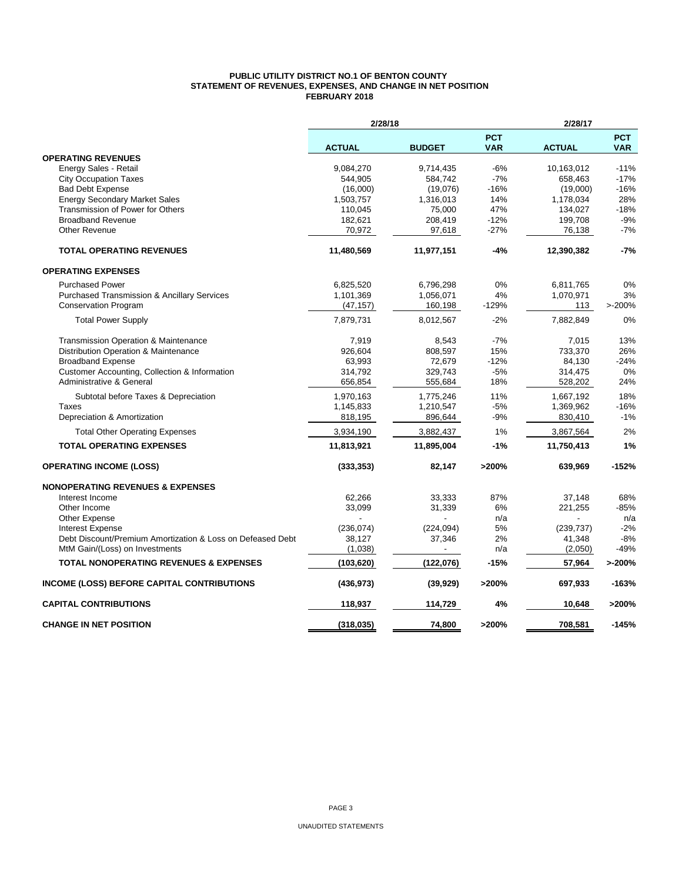# PUBLIC UTILITY DISTRICT NO.1 OF BENTON COUNTY
## STATEMENT OF REVENUES, EXPENSES, AND CHANGE IN NET POSITION
### FEBRUARY 2018

| | 2/28/18 | | | 2/28/17 | |
|---|---|---|---|---|---|
| | ACTUAL | BUDGET | PCT VAR | ACTUAL | PCT VAR |
| **OPERATING REVENUES** | | | | | |
| Energy Sales - Retail | 9,084,270 | 9,714,435 | -6% | 10,163,012 | -11% |
| City Occupation Taxes | 544,905 | 584,742 | -7% | 658,463 | -17% |
| Bad Debt Expense | (16,000) | (19,076) | -16% | (19,000) | -16% |
| Energy Secondary Market Sales | 1,503,757 | 1,316,013 | 14% | 1,178,034 | 28% |
| Transmission of Power for Others | 110,045 | 75,000 | 47% | 134,027 | -18% |
| Broadband Revenue | 182,621 | 208,419 | -12% | 199,708 | -9% |
| Other Revenue | 70,972 | 97,618 | -27% | 76,138 | -7% |
| **TOTAL OPERATING REVENUES** | **11,480,569** | **11,977,151** | **-4%** | **12,390,382** | **-7%** |
| **OPERATING EXPENSES** | | | | | |
| Purchased Power | 6,825,520 | 6,796,298 | 0% | 6,811,765 | 0% |
| Purchased Transmission & Ancillary Services | 1,101,369 | 1,056,071 | 4% | 1,070,971 | 3% |
| Conservation Program | (47,157) | 160,198 | -129% | 113 | >-200% |
| Total Power Supply | 7,879,731 | 8,012,567 | -2% | 7,882,849 | 0% |
| Transmission Operation & Maintenance | 7,919 | 8,543 | -7% | 7,015 | 13% |
| Distribution Operation & Maintenance | 926,604 | 808,597 | 15% | 733,370 | 26% |
| Broadband Expense | 63,993 | 72,679 | -12% | 84,130 | -24% |
| Customer Accounting, Collection & Information | 314,792 | 329,743 | -5% | 314,475 | 0% |
| Administrative & General | 656,854 | 555,684 | 18% | 528,202 | 24% |
| Subtotal before Taxes & Depreciation | 1,970,163 | 1,775,246 | 11% | 1,667,192 | 18% |
| Taxes | 1,145,833 | 1,210,547 | -5% | 1,369,962 | -16% |
| Depreciation & Amortization | 818,195 | 896,644 | -9% | 830,410 | -1% |
| Total Other Operating Expenses | 3,934,190 | 3,882,437 | 1% | 3,867,564 | 2% |
| **TOTAL OPERATING EXPENSES** | **11,813,921** | **11,895,004** | **-1%** | **11,750,413** | **1%** |
| **OPERATING INCOME (LOSS)** | **(333,353)** | **82,147** | **>200%** | **639,969** | **-152%** |
| **NONOPERATING REVENUES & EXPENSES** | | | | | |
| Interest Income | 62,266 | 33,333 | 87% | 37,148 | 68% |
| Other Income | 33,099 | 31,339 | 6% | 221,255 | -85% |
| Other Expense | - | - | n/a | - | n/a |
| Interest Expense | (236,074) | (224,094) | 5% | (239,737) | -2% |
| Debt Discount/Premium Amortization & Loss on Defeased Debt | 38,127 | 37,346 | 2% | 41,348 | -8% |
| MtM Gain/(Loss) on Investments | (1,038) | - | n/a | (2,050) | -49% |
| **TOTAL NONOPERATING REVENUES & EXPENSES** | **(103,620)** | **(122,076)** | **-15%** | **57,964** | **>-200%** |
| **INCOME (LOSS) BEFORE CAPITAL CONTRIBUTIONS** | **(436,973)** | **(39,929)** | **>200%** | **697,933** | **-163%** |
| **CAPITAL CONTRIBUTIONS** | **118,937** | **114,729** | **4%** | **10,648** | **>200%** |
| **CHANGE IN NET POSITION** | **(318,035)** | **74,800** | **>200%** | **708,581** | **-145%** |

UNAUDITED STATEMENTS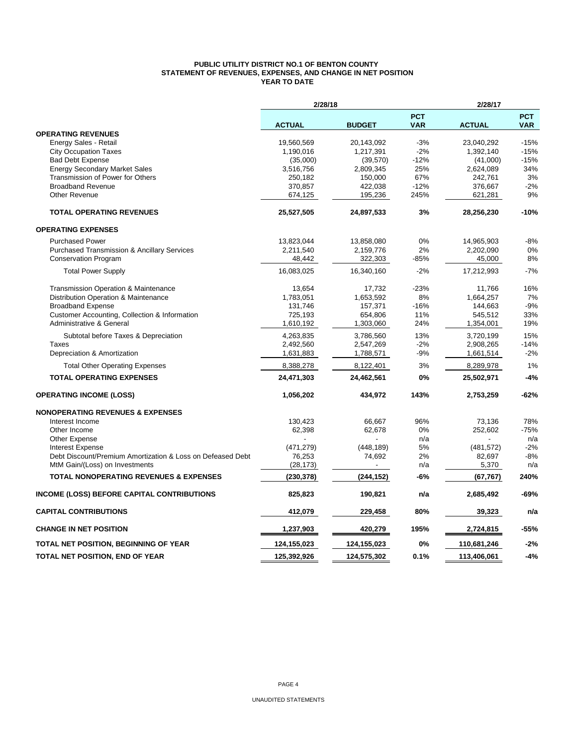**PUBLIC UTILITY DISTRICT NO.1 OF BENTON COUNTY**
**STATEMENT OF REVENUES, EXPENSES, AND CHANGE IN NET POSITION**
**YEAR TO DATE**

| | 2/28/18 | | | 2/28/17 | |
|---|---|---|---|---|---|
| | **ACTUAL** | **BUDGET** | **PCT VAR** | **ACTUAL** | **PCT VAR** |
| **OPERATING REVENUES** | | | | | |
| Energy Sales - Retail | 19,560,569 | 20,143,092 | -3% | 23,040,292 | -15% |
| City Occupation Taxes | 1,190,016 | 1,217,391 | -2% | 1,392,140 | -15% |
| Bad Debt Expense | (35,000) | (39,570) | -12% | (41,000) | -15% |
| Energy Secondary Market Sales | 3,516,756 | 2,809,345 | 25% | 2,624,089 | 34% |
| Transmission of Power for Others | 250,182 | 150,000 | 67% | 242,761 | 3% |
| Broadband Revenue | 370,857 | 422,038 | -12% | 376,667 | -2% |
| Other Revenue | 674,125 | 195,236 | 245% | 621,281 | 9% |
| **TOTAL OPERATING REVENUES** | **25,527,505** | **24,897,533** | **3%** | **28,256,230** | **-10%** |
| **OPERATING EXPENSES** | | | | | |
| Purchased Power | 13,823,044 | 13,858,080 | 0% | 14,965,903 | -8% |
| Purchased Transmission & Ancillary Services | 2,211,540 | 2,159,776 | 2% | 2,202,090 | 0% |
| Conservation Program | 48,442 | 322,303 | -85% | 45,000 | 8% |
| Total Power Supply | 16,083,025 | 16,340,160 | -2% | 17,212,993 | -7% |
| Transmission Operation & Maintenance | 13,654 | 17,732 | -23% | 11,766 | 16% |
| Distribution Operation & Maintenance | 1,783,051 | 1,653,592 | 8% | 1,664,257 | 7% |
| Broadband Expense | 131,746 | 157,371 | -16% | 144,663 | -9% |
| Customer Accounting, Collection & Information | 725,193 | 654,806 | 11% | 545,512 | 33% |
| Administrative & General | 1,610,192 | 1,303,060 | 24% | 1,354,001 | 19% |
| Subtotal before Taxes & Depreciation | 4,263,835 | 3,786,560 | 13% | 3,720,199 | 15% |
| Taxes | 2,492,560 | 2,547,269 | -2% | 2,908,265 | -14% |
| Depreciation & Amortization | 1,631,883 | 1,788,571 | -9% | 1,661,514 | -2% |
| Total Other Operating Expenses | 8,388,278 | 8,122,401 | 3% | 8,289,978 | 1% |
| **TOTAL OPERATING EXPENSES** | **24,471,303** | **24,462,561** | **0%** | **25,502,971** | **-4%** |
| **OPERATING INCOME (LOSS)** | **1,056,202** | **434,972** | **143%** | **2,753,259** | **-62%** |
| **NONOPERATING REVENUES & EXPENSES** | | | | | |
| Interest Income | 130,423 | 66,667 | 96% | 73,136 | 78% |
| Other Income | 62,398 | 62,678 | 0% | 252,602 | -75% |
| Other Expense | - | - | n/a | - | n/a |
| Interest Expense | (471,279) | (448,189) | 5% | (481,572) | -2% |
| Debt Discount/Premium Amortization & Loss on Defeased Debt | 76,253 | 74,692 | 2% | 82,697 | -8% |
| MtM Gain/(Loss) on Investments | (28,173) | - | n/a | 5,370 | n/a |
| **TOTAL NONOPERATING REVENUES & EXPENSES** | **(230,378)** | **(244,152)** | **-6%** | **(67,767)** | **240%** |
| **INCOME (LOSS) BEFORE CAPITAL CONTRIBUTIONS** | **825,823** | **190,821** | **n/a** | **2,685,492** | **-69%** |
| **CAPITAL CONTRIBUTIONS** | **412,079** | **229,458** | **80%** | **39,323** | **n/a** |
| **CHANGE IN NET POSITION** | **1,237,903** | **420,279** | **195%** | **2,724,815** | **-55%** |
| **TOTAL NET POSITION, BEGINNING OF YEAR** | **124,155,023** | **124,155,023** | **0%** | **110,681,246** | **-2%** |
| **TOTAL NET POSITION, END OF YEAR** | **125,392,926** | **124,575,302** | **0.1%** | **113,406,061** | **-4%** |

UNAUDITED STATEMENTS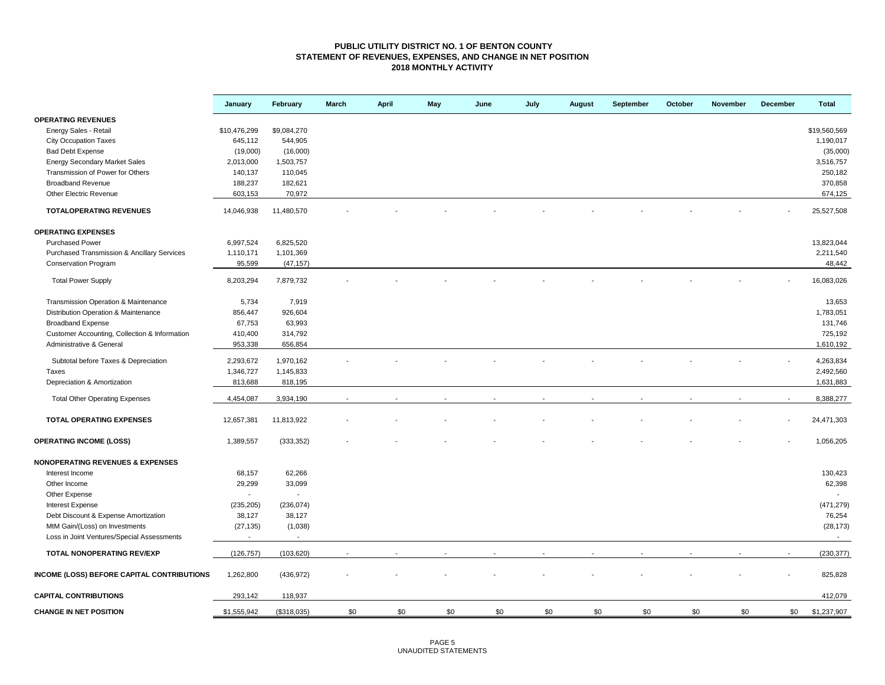# PUBLIC UTILITY DISTRICT NO. 1 OF BENTON COUNTY
## STATEMENT OF REVENUES, EXPENSES, AND CHANGE IN NET POSITION
### 2018 MONTHLY ACTIVITY

| | January | February | March | April | May | June | July | August | September | October | November | December | Total |
|---|---|---|---|---|---|---|---|---|---|---|---|---|---|
| **OPERATING REVENUES** | | | | | | | | | | | | | |
| Energy Sales - Retail | $10,476,299 | $9,084,270 | | | | | | | | | | | $19,560,569 |
| City Occupation Taxes | 645,112 | 544,905 | | | | | | | | | | | 1,190,017 |
| Bad Debt Expense | (19,000) | (16,000) | | | | | | | | | | | (35,000) |
| Energy Secondary Market Sales | 2,013,000 | 1,503,757 | | | | | | | | | | | 3,516,757 |
| Transmission of Power for Others | 140,137 | 110,045 | | | | | | | | | | | 250,182 |
| Broadband Revenue | 188,237 | 182,621 | | | | | | | | | | | 370,858 |
| Other Electric Revenue | 603,153 | 70,972 | | | | | | | | | | | 674,125 |
| **TOTALOPERATING REVENUES** | 14,046,938 | 11,480,570 | - | - | - | - | - | - | - | - | - | - | 25,527,508 |
| **OPERATING EXPENSES** | | | | | | | | | | | | | |
| Purchased Power | 6,997,524 | 6,825,520 | | | | | | | | | | | 13,823,044 |
| Purchased Transmission & Ancillary Services | 1,110,171 | 1,101,369 | | | | | | | | | | | 2,211,540 |
| Conservation Program | 95,599 | (47,157) | | | | | | | | | | | 48,442 |
| Total Power Supply | 8,203,294 | 7,879,732 | - | - | - | - | - | - | - | - | - | - | 16,083,026 |
| Transmission Operation & Maintenance | 5,734 | 7,919 | | | | | | | | | | | 13,653 |
| Distribution Operation & Maintenance | 856,447 | 926,604 | | | | | | | | | | | 1,783,051 |
| Broadband Expense | 67,753 | 63,993 | | | | | | | | | | | 131,746 |
| Customer Accounting, Collection & Information | 410,400 | 314,792 | | | | | | | | | | | 725,192 |
| Administrative & General | 953,338 | 656,854 | | | | | | | | | | | 1,610,192 |
| Subtotal before Taxes & Depreciation | 2,293,672 | 1,970,162 | - | - | - | - | - | - | - | - | - | - | 4,263,834 |
| Taxes | 1,346,727 | 1,145,833 | | | | | | | | | | | 2,492,560 |
| Depreciation & Amortization | 813,688 | 818,195 | | | | | | | | | | | 1,631,883 |
| Total Other Operating Expenses | 4,454,087 | 3,934,190 | - | - | - | - | - | - | - | - | - | - | 8,388,277 |
| **TOTAL OPERATING EXPENSES** | 12,657,381 | 11,813,922 | - | - | - | - | - | - | - | - | - | - | 24,471,303 |
| **OPERATING INCOME (LOSS)** | 1,389,557 | (333,352) | - | - | - | - | - | - | - | - | - | - | 1,056,205 |
| **NONOPERATING REVENUES & EXPENSES** | | | | | | | | | | | | | |
| Interest Income | 68,157 | 62,266 | | | | | | | | | | | 130,423 |
| Other Income | 29,299 | 33,099 | | | | | | | | | | | 62,398 |
| Other Expense | - | - | | | | | | | | | | | - |
| Interest Expense | (235,205) | (236,074) | | | | | | | | | | | (471,279) |
| Debt Discount & Expense Amortization | 38,127 | 38,127 | | | | | | | | | | | 76,254 |
| MtM Gain/(Loss) on Investments | (27,135) | (1,038) | | | | | | | | | | | (28,173) |
| Loss in Joint Ventures/Special Assessments | - | - | | | | | | | | | | | - |
| **TOTAL NONOPERATING REV/EXP** | (126,757) | (103,620) | - | - | - | - | - | - | - | - | - | - | (230,377) |
| **INCOME (LOSS) BEFORE CAPITAL CONTRIBUTIONS** | 1,262,800 | (436,972) | - | - | - | - | - | - | - | - | - | - | 825,828 |
| **CAPITAL CONTRIBUTIONS** | 293,142 | 118,937 | | | | | | | | | | | 412,079 |
| **CHANGE IN NET POSITION** | $1,555,942 | ($318,035) | $0 | $0 | $0 | $0 | $0 | $0 | $0 | $0 | $0 | $0 | $1,237,907 |

UNAUDITED STATEMENTS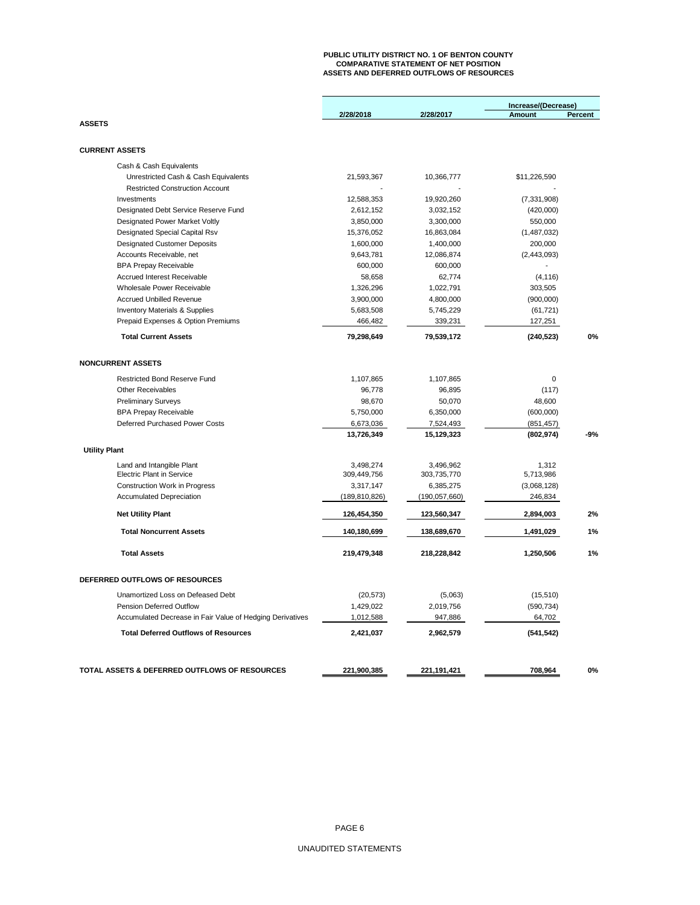**PUBLIC UTILITY DISTRICT NO. 1 OF BENTON COUNTY**
**COMPARATIVE STATEMENT OF NET POSITION**
**ASSETS AND DEFERRED OUTFLOWS OF RESOURCES**

| | 2/28/2018 | 2/28/2017 | Increase/(Decrease) Amount | Percent |
|---|---|---|---|---|
| **ASSETS** | | | | |
| **CURRENT ASSETS** | | | | |
| Cash & Cash Equivalents | | | | |
| Unrestricted Cash & Cash Equivalents | 21,593,367 | 10,366,777 | $11,226,590 | |
| Restricted Construction Account | - | - | - | |
| Investments | 12,588,353 | 19,920,260 | (7,331,908) | |
| Designated Debt Service Reserve Fund | 2,612,152 | 3,032,152 | (420,000) | |
| Designated Power Market Voltly | 3,850,000 | 3,300,000 | 550,000 | |
| Designated Special Capital Rsv | 15,376,052 | 16,863,084 | (1,487,032) | |
| Designated Customer Deposits | 1,600,000 | 1,400,000 | 200,000 | |
| Accounts Receivable, net | 9,643,781 | 12,086,874 | (2,443,093) | |
| BPA Prepay Receivable | 600,000 | 600,000 | - | |
| Accrued Interest Receivable | 58,658 | 62,774 | (4,116) | |
| Wholesale Power Receivable | 1,326,296 | 1,022,791 | 303,505 | |
| Accrued Unbilled Revenue | 3,900,000 | 4,800,000 | (900,000) | |
| Inventory Materials & Supplies | 5,683,508 | 5,745,229 | (61,721) | |
| Prepaid Expenses & Option Premiums | 466,482 | 339,231 | 127,251 | |
| **Total Current Assets** | **79,298,649** | **79,539,172** | **(240,523)** | **0%** |
| **NONCURRENT ASSETS** | | | | |
| Restricted Bond Reserve Fund | 1,107,865 | 1,107,865 | 0 | |
| Other Receivables | 96,778 | 96,895 | (117) | |
| Preliminary Surveys | 98,670 | 50,070 | 48,600 | |
| BPA Prepay Receivable | 5,750,000 | 6,350,000 | (600,000) | |
| Deferred Purchased Power Costs | 6,673,036 | 7,524,493 | (851,457) | |
| | **13,726,349** | **15,129,323** | **(802,974)** | **-9%** |
| **Utility Plant** | | | | |
| Land and Intangible Plant | 3,498,274 | 3,496,962 | 1,312 | |
| Electric Plant in Service | 309,449,756 | 303,735,770 | 5,713,986 | |
| Construction Work in Progress | 3,317,147 | 6,385,275 | (3,068,128) | |
| Accumulated Depreciation | (189,810,826) | (190,057,660) | 246,834 | |
| **Net Utility Plant** | **126,454,350** | **123,560,347** | **2,894,003** | **2%** |
| **Total Noncurrent Assets** | **140,180,699** | **138,689,670** | **1,491,029** | **1%** |
| **Total Assets** | **219,479,348** | **218,228,842** | **1,250,506** | **1%** |
| **DEFERRED OUTFLOWS OF RESOURCES** | | | | |
| Unamortized Loss on Defeased Debt | (20,573) | (5,063) | (15,510) | |
| Pension Deferred Outflow | 1,429,022 | 2,019,756 | (590,734) | |
| Accumulated Decrease in Fair Value of Hedging Derivatives | 1,012,588 | 947,886 | 64,702 | |
| **Total Deferred Outflows of Resources** | **2,421,037** | **2,962,579** | **(541,542)** | |
| **TOTAL ASSETS & DEFERRED OUTFLOWS OF RESOURCES** | **221,900,385** | **221,191,421** | **708,964** | **0%** |

UNAUDITED STATEMENTS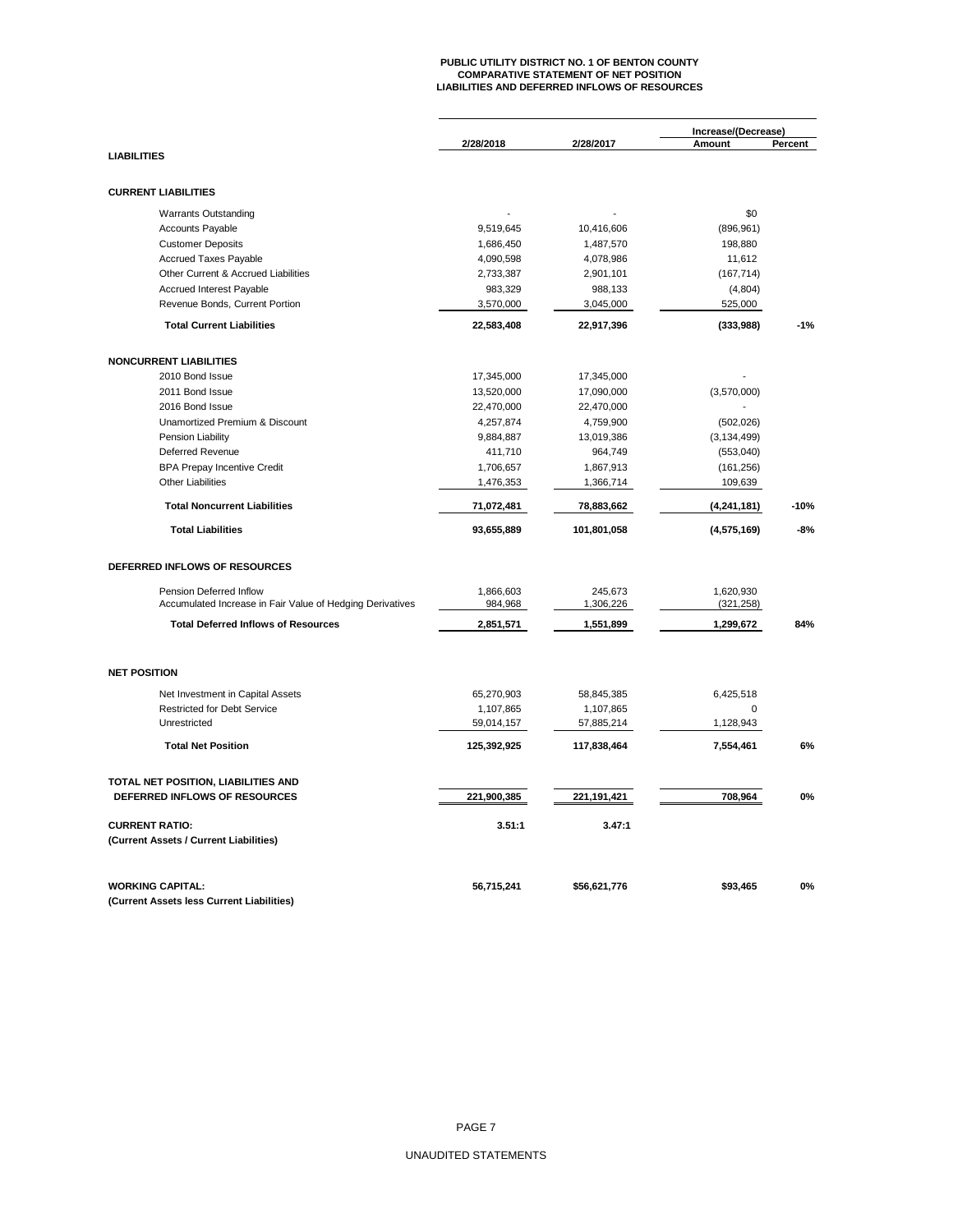# PUBLIC UTILITY DISTRICT NO. 1 OF BENTON COUNTY
## COMPARATIVE STATEMENT OF NET POSITION
## LIABILITIES AND DEFERRED INFLOWS OF RESOURCES

| | 2/28/2018 | 2/28/2017 | Increase/(Decrease) Amount | Percent |
|---|---|---|---|---|
| **LIABILITIES** | | | | |
| **CURRENT LIABILITIES** | | | | |
| Warrants Outstanding | - | - | $0 | |
| Accounts Payable | 9,519,645 | 10,416,606 | (896,961) | |
| Customer Deposits | 1,686,450 | 1,487,570 | 198,880 | |
| Accrued Taxes Payable | 4,090,598 | 4,078,986 | 11,612 | |
| Other Current & Accrued Liabilities | 2,733,387 | 2,901,101 | (167,714) | |
| Accrued Interest Payable | 983,329 | 988,133 | (4,804) | |
| Revenue Bonds, Current Portion | 3,570,000 | 3,045,000 | 525,000 | |
| **Total Current Liabilities** | **22,583,408** | **22,917,396** | **(333,988)** | **-1%** |
| **NONCURRENT LIABILITIES** | | | | |
| 2010 Bond Issue | 17,345,000 | 17,345,000 | - | |
| 2011 Bond Issue | 13,520,000 | 17,090,000 | (3,570,000) | |
| 2016 Bond Issue | 22,470,000 | 22,470,000 | - | |
| Unamortized Premium & Discount | 4,257,874 | 4,759,900 | (502,026) | |
| Pension Liability | 9,884,887 | 13,019,386 | (3,134,499) | |
| Deferred Revenue | 411,710 | 964,749 | (553,040) | |
| BPA Prepay Incentive Credit | 1,706,657 | 1,867,913 | (161,256) | |
| Other Liabilities | 1,476,353 | 1,366,714 | 109,639 | |
| **Total Noncurrent Liabilities** | **71,072,481** | **78,883,662** | **(4,241,181)** | **-10%** |
| **Total Liabilities** | **93,655,889** | **101,801,058** | **(4,575,169)** | **-8%** |
| **DEFERRED INFLOWS OF RESOURCES** | | | | |
| Pension Deferred Inflow | 1,866,603 | 245,673 | 1,620,930 | |
| Accumulated Increase in Fair Value of Hedging Derivatives | 984,968 | 1,306,226 | (321,258) | |
| **Total Deferred Inflows of Resources** | **2,851,571** | **1,551,899** | **1,299,672** | **84%** |
| **NET POSITION** | | | | |
| Net Investment in Capital Assets | 65,270,903 | 58,845,385 | 6,425,518 | |
| Restricted for Debt Service | 1,107,865 | 1,107,865 | 0 | |
| Unrestricted | 59,014,157 | 57,885,214 | 1,128,943 | |
| **Total Net Position** | **125,392,925** | **117,838,464** | **7,554,461** | **6%** |
| **TOTAL NET POSITION, LIABILITIES AND DEFERRED INFLOWS OF RESOURCES** | **221,900,385** | **221,191,421** | **708,964** | **0%** |
| **CURRENT RATIO:** **(Current Assets / Current Liabilities)** | **3.51:1** | **3.47:1** | | |
| **WORKING CAPITAL:** **(Current Assets less Current Liabilities)** | **56,715,241** | **$56,621,776** | **$93,465** | **0%** |

UNAUDITED STATEMENTS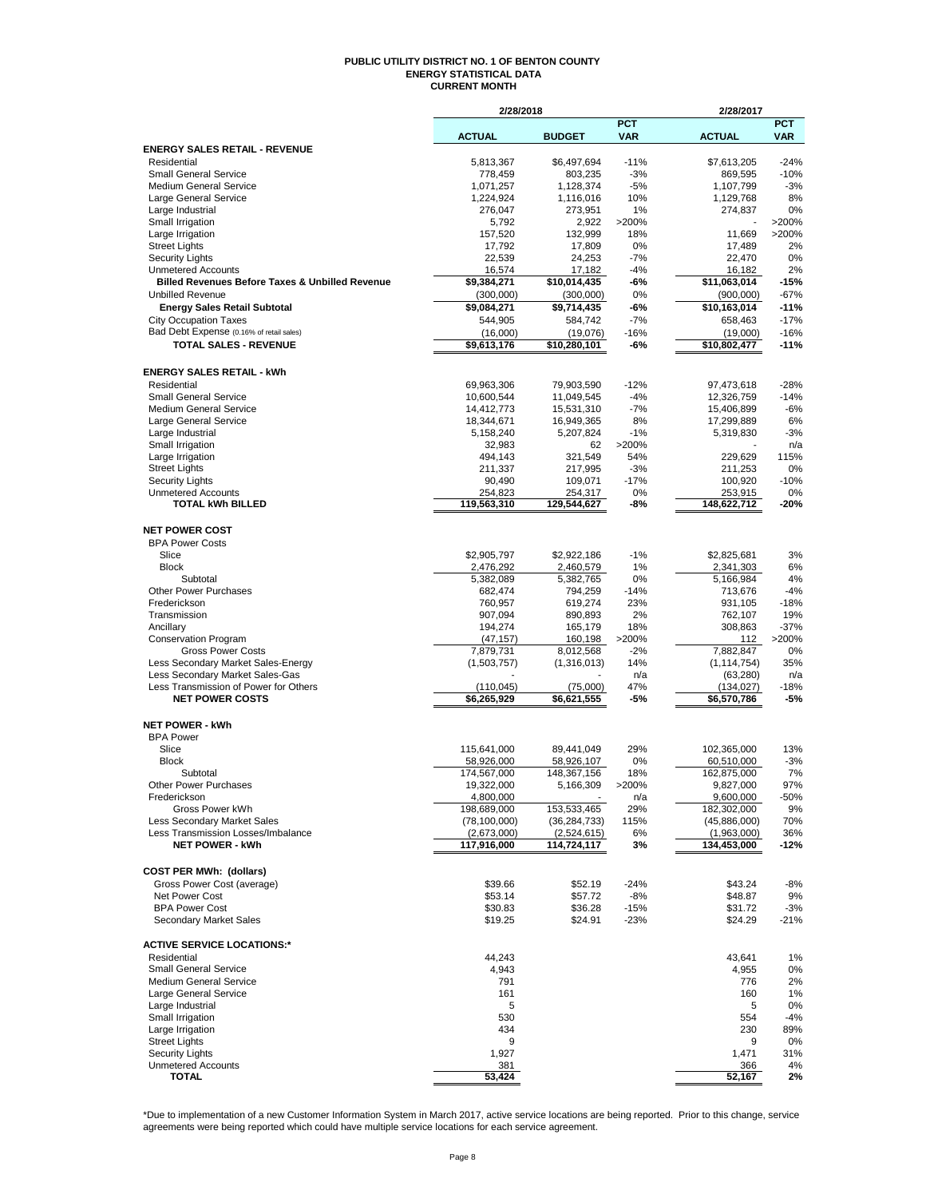# PUBLIC UTILITY DISTRICT NO. 1 OF BENTON COUNTY
## ENERGY STATISTICAL DATA
### CURRENT MONTH

| | 2/28/2018 | | | 2/28/2017 | |
|---|---|---|---|---|---|
| | **ACTUAL** | **BUDGET** | **PCT VAR** | **ACTUAL** | **PCT VAR** |
| **ENERGY SALES RETAIL - REVENUE** | | | | | |
| Residential | 5,813,367 | $6,497,694 | -11% | $7,613,205 | -24% |
| Small General Service | 778,459 | 803,235 | -3% | 869,595 | -10% |
| Medium General Service | 1,071,257 | 1,128,374 | -5% | 1,107,799 | -3% |
| Large General Service | 1,224,924 | 1,116,016 | 10% | 1,129,768 | 8% |
| Large Industrial | 276,047 | 273,951 | 1% | 274,837 | 0% |
| Small Irrigation | 5,792 | 2,922 | >200% | - | >200% |
| Large Irrigation | 157,520 | 132,999 | 18% | 11,669 | >200% |
| Street Lights | 17,792 | 17,809 | 0% | 17,489 | 2% |
| Security Lights | 22,539 | 24,253 | -7% | 22,470 | 0% |
| Unmetered Accounts | 16,574 | 17,182 | -4% | 16,182 | 2% |
| **Billed Revenues Before Taxes & Unbilled Revenue** | **$9,384,271** | **$10,014,435** | **-6%** | **$11,063,014** | **-15%** |
| Unbilled Revenue | (300,000) | (300,000) | 0% | (900,000) | -67% |
| **Energy Sales Retail Subtotal** | **$9,084,271** | **$9,714,435** | **-6%** | **$10,163,014** | **-11%** |
| City Occupation Taxes | 544,905 | 584,742 | -7% | 658,463 | -17% |
| Bad Debt Expense (0.16% of retail sales) | (16,000) | (19,076) | -16% | (19,000) | -16% |
| **TOTAL SALES - REVENUE** | **$9,613,176** | **$10,280,101** | **-6%** | **$10,802,477** | **-11%** |
| | | | | | |
| **ENERGY SALES RETAIL - kWh** | | | | | |
| Residential | 69,963,306 | 79,903,590 | -12% | 97,473,618 | -28% |
| Small General Service | 10,600,544 | 11,049,545 | -4% | 12,326,759 | -14% |
| Medium General Service | 14,412,773 | 15,531,310 | -7% | 15,406,899 | -6% |
| Large General Service | 18,344,671 | 16,949,365 | 8% | 17,299,889 | 6% |
| Large Industrial | 5,158,240 | 5,207,824 | -1% | 5,319,830 | -3% |
| Small Irrigation | 32,983 | 62 | >200% | - | n/a |
| Large Irrigation | 494,143 | 321,549 | 54% | 229,629 | 115% |
| Street Lights | 211,337 | 217,995 | -3% | 211,253 | 0% |
| Security Lights | 90,490 | 109,071 | -17% | 100,920 | -10% |
| Unmetered Accounts | 254,823 | 254,317 | 0% | 253,915 | 0% |
| **TOTAL kWh BILLED** | **119,563,310** | **129,544,627** | **-8%** | **148,622,712** | **-20%** |
| | | | | | |
| **NET POWER COST** | | | | | |
| BPA Power Costs | | | | | |
| Slice | $2,905,797 | $2,922,186 | -1% | $2,825,681 | 3% |
| Block | 2,476,292 | 2,460,579 | 1% | 2,341,303 | 6% |
| Subtotal | 5,382,089 | 5,382,765 | 0% | 5,166,984 | 4% |
| Other Power Purchases | 682,474 | 794,259 | -14% | 713,676 | -4% |
| Frederickson | 760,957 | 619,274 | 23% | 931,105 | -18% |
| Transmission | 907,094 | 890,893 | 2% | 762,107 | 19% |
| Ancillary | 194,274 | 165,179 | 18% | 308,863 | -37% |
| Conservation Program | (47,157) | 160,198 | >200% | 112 | >200% |
| Gross Power Costs | 7,879,731 | 8,012,568 | -2% | 7,882,847 | 0% |
| Less Secondary Market Sales-Energy | (1,503,757) | (1,316,013) | 14% | (1,114,754) | 35% |
| Less Secondary Market Sales-Gas | - | - | n/a | (63,280) | n/a |
| Less Transmission of Power for Others | (110,045) | (75,000) | 47% | (134,027) | -18% |
| **NET POWER COSTS** | **$6,265,929** | **$6,621,555** | **-5%** | **$6,570,786** | **-5%** |
| | | | | | |
| **NET POWER - kWh** | | | | | |
| BPA Power | | | | | |
| Slice | 115,641,000 | 89,441,049 | 29% | 102,365,000 | 13% |
| Block | 58,926,000 | 58,926,107 | 0% | 60,510,000 | -3% |
| Subtotal | 174,567,000 | 148,367,156 | 18% | 162,875,000 | 7% |
| Other Power Purchases | 19,322,000 | 5,166,309 | >200% | 9,827,000 | 97% |
| Frederickson | 4,800,000 | - | n/a | 9,600,000 | -50% |
| Gross Power kWh | 198,689,000 | 153,533,465 | 29% | 182,302,000 | 9% |
| Less Secondary Market Sales | (78,100,000) | (36,284,733) | 115% | (45,886,000) | 70% |
| Less Transmission Losses/Imbalance | (2,673,000) | (2,524,615) | 6% | (1,963,000) | 36% |
| **NET POWER - kWh** | **117,916,000** | **114,724,117** | **3%** | **134,453,000** | **-12%** |
| | | | | | |
| **COST PER MWh: (dollars)** | | | | | |
| Gross Power Cost (average) | $39.66 | $52.19 | -24% | $43.24 | -8% |
| Net Power Cost | $53.14 | $57.72 | -8% | $48.87 | 9% |
| BPA Power Cost | $30.83 | $36.28 | -15% | $31.72 | -3% |
| Secondary Market Sales | $19.25 | $24.91 | -23% | $24.29 | -21% |
| | | | | | |
| **ACTIVE SERVICE LOCATIONS:*** | | | | | |
| Residential | 44,243 | | | 43,641 | 1% |
| Small General Service | 4,943 | | | 4,955 | 0% |
| Medium General Service | 791 | | | 776 | 2% |
| Large General Service | 161 | | | 160 | 1% |
| Large Industrial | 5 | | | 5 | 0% |
| Small Irrigation | 530 | | | 554 | -4% |
| Large Irrigation | 434 | | | 230 | 89% |
| Street Lights | 9 | | | 9 | 0% |
| Security Lights | 1,927 | | | 1,471 | 31% |
| Unmetered Accounts | 381 | | | 366 | 4% |
| **TOTAL** | **53,424** | | | **52,167** | **2%** |

*Due to implementation of a new Customer Information System in March 2017, active service locations are being reported. Prior to this change, service agreements were being reported which could have multiple service locations for each service agreement.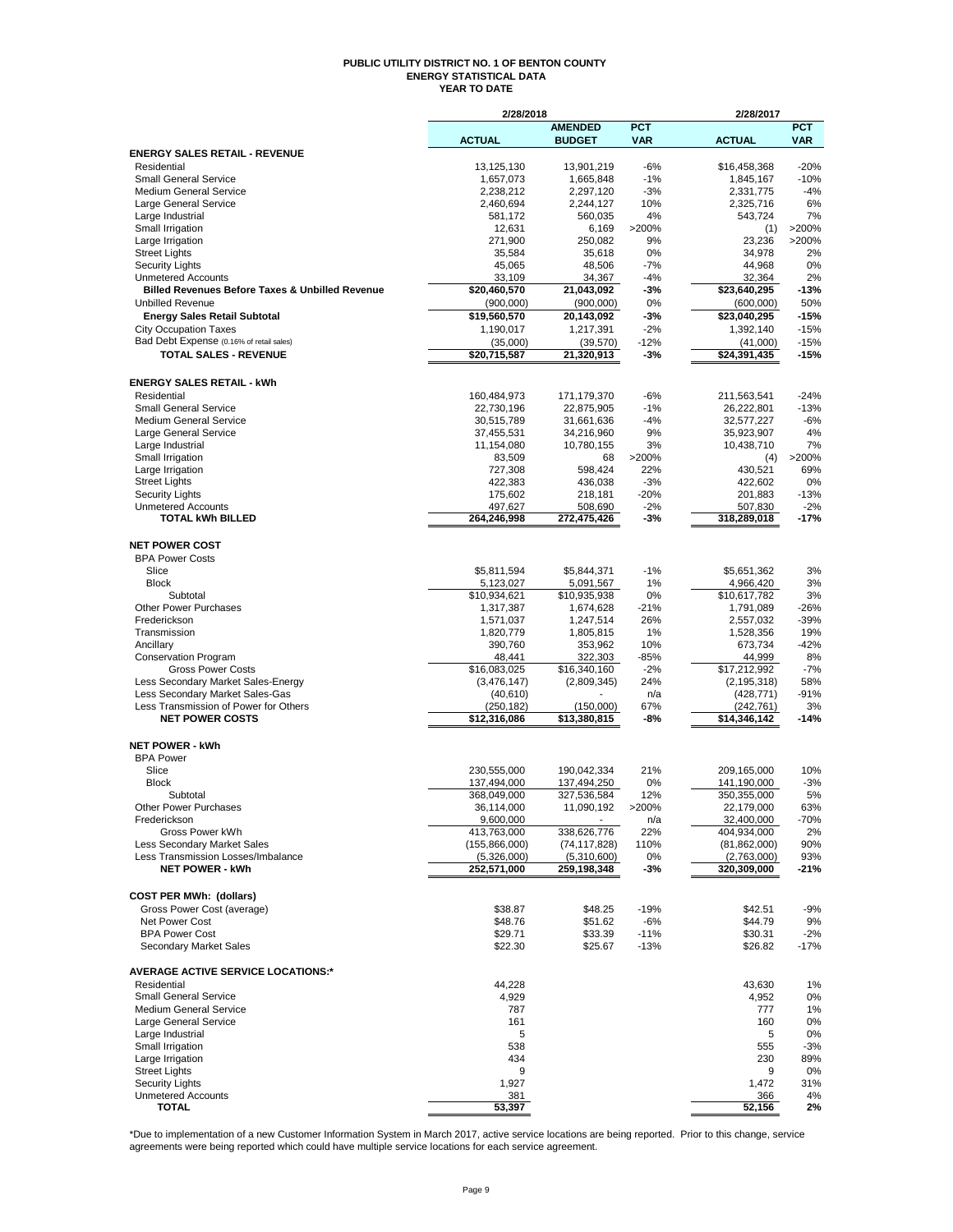# PUBLIC UTILITY DISTRICT NO. 1 OF BENTON COUNTY
## ENERGY STATISTICAL DATA
### YEAR TO DATE

| | 2/28/2018 | | | 2/28/2017 | |
|---|---|---|---|---|---|
| | **ACTUAL** | **AMENDED BUDGET** | **PCT VAR** | **ACTUAL** | **PCT VAR** |
| **ENERGY SALES RETAIL - REVENUE** | | | | | |
| Residential | 13,125,130 | 13,901,219 | -6% | $16,458,368 | -20% |
| Small General Service | 1,657,073 | 1,665,848 | -1% | 1,845,167 | -10% |
| Medium General Service | 2,238,212 | 2,297,120 | -3% | 2,331,775 | -4% |
| Large General Service | 2,460,694 | 2,244,127 | 10% | 2,325,716 | 6% |
| Large Industrial | 581,172 | 560,035 | 4% | 543,724 | 7% |
| Small Irrigation | 12,631 | 6,169 | >200% | (1) | >200% |
| Large Irrigation | 271,900 | 250,082 | 9% | 23,236 | >200% |
| Street Lights | 35,584 | 35,618 | 0% | 34,978 | 2% |
| Security Lights | 45,065 | 48,506 | -7% | 44,968 | 0% |
| Unmetered Accounts | 33,109 | 34,367 | -4% | 32,364 | 2% |
| **Billed Revenues Before Taxes & Unbilled Revenue** | **$20,460,570** | **21,043,092** | **-3%** | **$23,640,295** | **-13%** |
| Unbilled Revenue | (900,000) | (900,000) | 0% | (600,000) | 50% |
| **Energy Sales Retail Subtotal** | **$19,560,570** | **20,143,092** | **-3%** | **$23,040,295** | **-15%** |
| City Occupation Taxes | 1,190,017 | 1,217,391 | -2% | 1,392,140 | -15% |
| Bad Debt Expense (0.16% of retail sales) | (35,000) | (39,570) | -12% | (41,000) | -15% |
| **TOTAL SALES - REVENUE** | **$20,715,587** | **21,320,913** | **-3%** | **$24,391,435** | **-15%** |
| | | | | | |
| **ENERGY SALES RETAIL - kWh** | | | | | |
| Residential | 160,484,973 | 171,179,370 | -6% | 211,563,541 | -24% |
| Small General Service | 22,730,196 | 22,875,905 | -1% | 26,222,801 | -13% |
| Medium General Service | 30,515,789 | 31,661,636 | -4% | 32,577,227 | -6% |
| Large General Service | 37,455,531 | 34,216,960 | 9% | 35,923,907 | 4% |
| Large Industrial | 11,154,080 | 10,780,155 | 3% | 10,438,710 | 7% |
| Small Irrigation | 83,509 | 68 | >200% | (4) | >200% |
| Large Irrigation | 727,308 | 598,424 | 22% | 430,521 | 69% |
| Street Lights | 422,383 | 436,038 | -3% | 422,602 | 0% |
| Security Lights | 175,602 | 218,181 | -20% | 201,883 | -13% |
| Unmetered Accounts | 497,627 | 508,690 | -2% | 507,830 | -2% |
| **TOTAL kWh BILLED** | **264,246,998** | **272,475,426** | **-3%** | **318,289,018** | **-17%** |
| | | | | | |
| **NET POWER COST** | | | | | |
| BPA Power Costs | | | | | |
| Slice | $5,811,594 | $5,844,371 | -1% | $5,651,362 | 3% |
| Block | 5,123,027 | 5,091,567 | 1% | 4,966,420 | 3% |
| Subtotal | $10,934,621 | $10,935,938 | 0% | $10,617,782 | 3% |
| Other Power Purchases | 1,317,387 | 1,674,628 | -21% | 1,791,089 | -26% |
| Frederickson | 1,571,037 | 1,247,514 | 26% | 2,557,032 | -39% |
| Transmission | 1,820,779 | 1,805,815 | 1% | 1,528,356 | 19% |
| Ancillary | 390,760 | 353,962 | 10% | 673,734 | -42% |
| Conservation Program | 48,441 | 322,303 | -85% | 44,999 | 8% |
| Gross Power Costs | $16,083,025 | $16,340,160 | -2% | $17,212,992 | -7% |
| Less Secondary Market Sales-Energy | (3,476,147) | (2,809,345) | 24% | (2,195,318) | 58% |
| Less Secondary Market Sales-Gas | (40,610) | - | n/a | (428,771) | -91% |
| Less Transmission of Power for Others | (250,182) | (150,000) | 67% | (242,761) | 3% |
| **NET POWER COSTS** | **$12,316,086** | **$13,380,815** | **-8%** | **$14,346,142** | **-14%** |
| | | | | | |
| **NET POWER - kWh** | | | | | |
| BPA Power | | | | | |
| Slice | 230,555,000 | 190,042,334 | 21% | 209,165,000 | 10% |
| Block | 137,494,000 | 137,494,250 | 0% | 141,190,000 | -3% |
| Subtotal | 368,049,000 | 327,536,584 | 12% | 350,355,000 | 5% |
| Other Power Purchases | 36,114,000 | 11,090,192 | >200% | 22,179,000 | 63% |
| Frederickson | 9,600,000 | - | n/a | 32,400,000 | -70% |
| Gross Power kWh | 413,763,000 | 338,626,776 | 22% | 404,934,000 | 2% |
| Less Secondary Market Sales | (155,866,000) | (74,117,828) | 110% | (81,862,000) | 90% |
| Less Transmission Losses/Imbalance | (5,326,000) | (5,310,600) | 0% | (2,763,000) | 93% |
| **NET POWER - kWh** | **252,571,000** | **259,198,348** | **-3%** | **320,309,000** | **-21%** |
| | | | | | |
| **COST PER MWh: (dollars)** | | | | | |
| Gross Power Cost (average) | $38.87 | $48.25 | -19% | $42.51 | -9% |
| Net Power Cost | $48.76 | $51.62 | -6% | $44.79 | 9% |
| BPA Power Cost | $29.71 | $33.39 | -11% | $30.31 | -2% |
| Secondary Market Sales | $22.30 | $25.67 | -13% | $26.82 | -17% |
| | | | | | |
| **AVERAGE ACTIVE SERVICE LOCATIONS:*** | | | | | |
| Residential | 44,228 | | | 43,630 | 1% |
| Small General Service | 4,929 | | | 4,952 | 0% |
| Medium General Service | 787 | | | 777 | 1% |
| Large General Service | 161 | | | 160 | 0% |
| Large Industrial | 5 | | | 5 | 0% |
| Small Irrigation | 538 | | | 555 | -3% |
| Large Irrigation | 434 | | | 230 | 89% |
| Street Lights | 9 | | | 9 | 0% |
| Security Lights | 1,927 | | | 1,472 | 31% |
| Unmetered Accounts | 381 | | | 366 | 4% |
| **TOTAL** | **53,397** | | | **52,156** | **2%** |

*Due to implementation of a new Customer Information System in March 2017, active service locations are being reported. Prior to this change, service agreements were being reported which could have multiple service locations for each service agreement.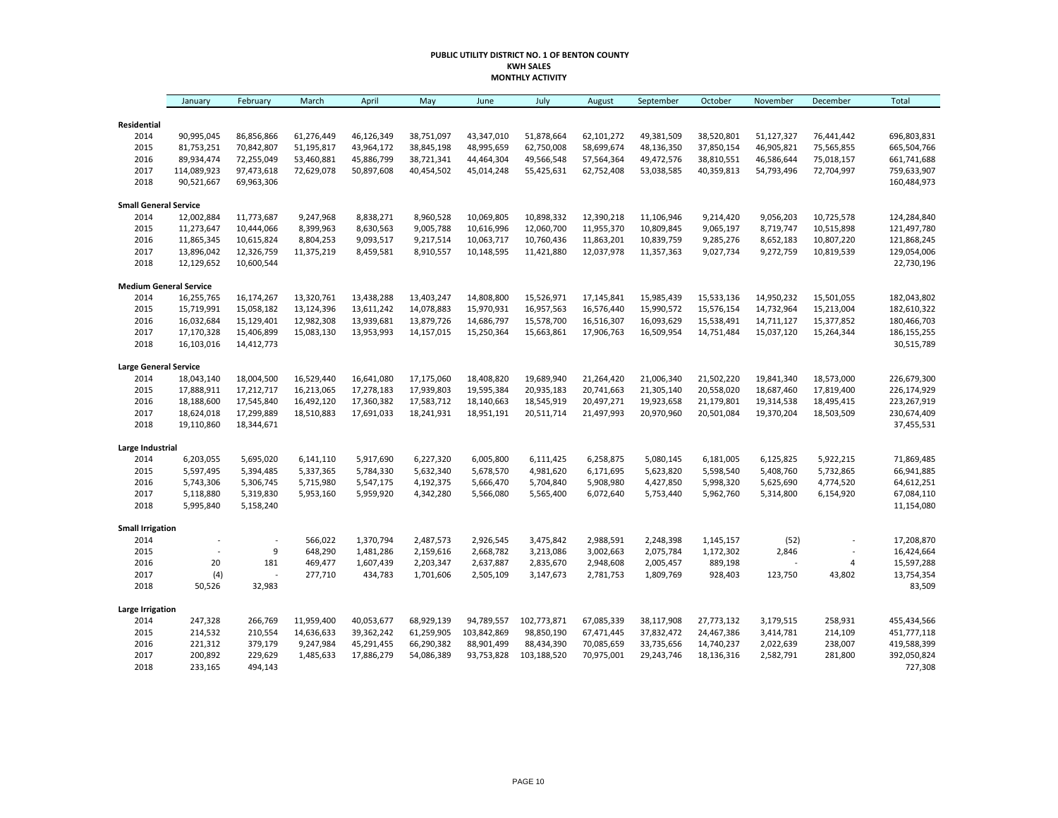# PUBLIC UTILITY DISTRICT NO. 1 OF BENTON COUNTY
## KWH SALES
## MONTHLY ACTIVITY

| | January | February | March | April | May | June | July | August | September | October | November | December | Total |
|---|---|---|---|---|---|---|---|---|---|---|---|---|---|
| **Residential** | | | | | | | | | | | | | |
| 2014 | 90,995,045 | 86,856,866 | 61,276,449 | 46,126,349 | 38,751,097 | 43,347,010 | 51,878,664 | 62,101,272 | 49,381,509 | 38,520,801 | 51,127,327 | 76,441,442 | 696,803,831 |
| 2015 | 81,753,251 | 70,842,807 | 51,195,817 | 43,964,172 | 38,845,198 | 48,995,659 | 62,750,008 | 58,699,674 | 48,136,350 | 37,850,154 | 46,905,821 | 75,565,855 | 665,504,766 |
| 2016 | 89,934,474 | 72,255,049 | 53,460,881 | 45,886,799 | 38,721,341 | 44,464,304 | 49,566,548 | 57,564,364 | 49,472,576 | 38,810,551 | 46,586,644 | 75,018,157 | 661,741,688 |
| 2017 | 114,089,923 | 97,473,618 | 72,629,078 | 50,897,608 | 40,454,502 | 45,014,248 | 55,425,631 | 62,752,408 | 53,038,585 | 40,359,813 | 54,793,496 | 72,704,997 | 759,633,907 |
| 2018 | 90,521,667 | 69,963,306 | | | | | | | | | | | 160,484,973 |
| **Small General Service** | | | | | | | | | | | | | |
| 2014 | 12,002,884 | 11,773,687 | 9,247,968 | 8,838,271 | 8,960,528 | 10,069,805 | 10,898,332 | 12,390,218 | 11,106,946 | 9,214,420 | 9,056,203 | 10,725,578 | 124,284,840 |
| 2015 | 11,273,647 | 10,444,066 | 8,399,963 | 8,630,563 | 9,005,788 | 10,616,996 | 12,060,700 | 11,955,370 | 10,809,845 | 9,065,197 | 8,719,747 | 10,515,898 | 121,497,780 |
| 2016 | 11,865,345 | 10,615,824 | 8,804,253 | 9,093,517 | 9,217,514 | 10,063,717 | 10,760,436 | 11,863,201 | 10,839,759 | 9,285,276 | 8,652,183 | 10,807,220 | 121,868,245 |
| 2017 | 13,896,042 | 12,326,759 | 11,375,219 | 8,459,581 | 8,910,557 | 10,148,595 | 11,421,880 | 12,037,978 | 11,357,363 | 9,027,734 | 9,272,759 | 10,819,539 | 129,054,006 |
| 2018 | 12,129,652 | 10,600,544 | | | | | | | | | | | 22,730,196 |
| **Medium General Service** | | | | | | | | | | | | | |
| 2014 | 16,255,765 | 16,174,267 | 13,320,761 | 13,438,288 | 13,403,247 | 14,808,800 | 15,526,971 | 17,145,841 | 15,985,439 | 15,533,136 | 14,950,232 | 15,501,055 | 182,043,802 |
| 2015 | 15,719,991 | 15,058,182 | 13,124,396 | 13,611,242 | 14,078,883 | 15,970,931 | 16,957,563 | 16,576,440 | 15,990,572 | 15,576,154 | 14,732,964 | 15,213,004 | 182,610,322 |
| 2016 | 16,032,684 | 15,129,401 | 12,982,308 | 13,939,681 | 13,879,726 | 14,686,797 | 15,578,700 | 16,516,307 | 16,093,629 | 15,538,491 | 14,711,127 | 15,377,852 | 180,466,703 |
| 2017 | 17,170,328 | 15,406,899 | 15,083,130 | 13,953,993 | 14,157,015 | 15,250,364 | 15,663,861 | 17,906,763 | 16,509,954 | 14,751,484 | 15,037,120 | 15,264,344 | 186,155,255 |
| 2018 | 16,103,016 | 14,412,773 | | | | | | | | | | | 30,515,789 |
| **Large General Service** | | | | | | | | | | | | | |
| 2014 | 18,043,140 | 18,004,500 | 16,529,440 | 16,641,080 | 17,175,060 | 18,408,820 | 19,689,940 | 21,264,420 | 21,006,340 | 21,502,220 | 19,841,340 | 18,573,000 | 226,679,300 |
| 2015 | 17,888,911 | 17,212,717 | 16,213,065 | 17,278,183 | 17,939,803 | 19,595,384 | 20,935,183 | 20,741,663 | 21,305,140 | 20,558,020 | 18,687,460 | 17,819,400 | 226,174,929 |
| 2016 | 18,188,600 | 17,545,840 | 16,492,120 | 17,360,382 | 17,583,712 | 18,140,663 | 18,545,919 | 20,497,271 | 19,923,658 | 21,179,801 | 19,314,538 | 18,495,415 | 223,267,919 |
| 2017 | 18,624,018 | 17,299,889 | 18,510,883 | 17,691,033 | 18,241,931 | 18,951,191 | 20,511,714 | 21,497,993 | 20,970,960 | 20,501,084 | 19,370,204 | 18,503,509 | 230,674,409 |
| 2018 | 19,110,860 | 18,344,671 | | | | | | | | | | | 37,455,531 |
| **Large Industrial** | | | | | | | | | | | | | |
| 2014 | 6,203,055 | 5,695,020 | 6,141,110 | 5,917,690 | 6,227,320 | 6,005,800 | 6,111,425 | 6,258,875 | 5,080,145 | 6,181,005 | 6,125,825 | 5,922,215 | 71,869,485 |
| 2015 | 5,597,495 | 5,394,485 | 5,337,365 | 5,784,330 | 5,632,340 | 5,678,570 | 4,981,620 | 6,171,695 | 5,623,820 | 5,598,540 | 5,408,760 | 5,732,865 | 66,941,885 |
| 2016 | 5,743,306 | 5,306,745 | 5,715,980 | 5,547,175 | 4,192,375 | 5,666,470 | 5,704,840 | 5,908,980 | 4,427,850 | 5,998,320 | 5,625,690 | 4,774,520 | 64,612,251 |
| 2017 | 5,118,880 | 5,319,830 | 5,953,160 | 5,959,920 | 4,342,280 | 5,566,080 | 5,565,400 | 6,072,640 | 5,753,440 | 5,962,760 | 5,314,800 | 6,154,920 | 67,084,110 |
| 2018 | 5,995,840 | 5,158,240 | | | | | | | | | | | 11,154,080 |
| **Small Irrigation** | | | | | | | | | | | | | |
| 2014 | - | - | 566,022 | 1,370,794 | 2,487,573 | 2,926,545 | 3,475,842 | 2,988,591 | 2,248,398 | 1,145,157 | (52) | - | 17,208,870 |
| 2015 | - | 9 | 648,290 | 1,481,286 | 2,159,616 | 2,668,782 | 3,213,086 | 3,002,663 | 2,075,784 | 1,172,302 | 2,846 | - | 16,424,664 |
| 2016 | 20 | 181 | 469,477 | 1,607,439 | 2,203,347 | 2,637,887 | 2,835,670 | 2,948,608 | 2,005,457 | 889,198 | - | 4 | 15,597,288 |
| 2017 | (4) | - | 277,710 | 434,783 | 1,701,606 | 2,505,109 | 3,147,673 | 2,781,753 | 1,809,769 | 928,403 | 123,750 | 43,802 | 13,754,354 |
| 2018 | 50,526 | 32,983 | | | | | | | | | | | 83,509 |
| **Large Irrigation** | | | | | | | | | | | | | |
| 2014 | 247,328 | 266,769 | 11,959,400 | 40,053,677 | 68,929,139 | 94,789,557 | 102,773,871 | 67,085,339 | 38,117,908 | 27,773,132 | 3,179,515 | 258,931 | 455,434,566 |
| 2015 | 214,532 | 210,554 | 14,636,633 | 39,362,242 | 61,259,905 | 103,842,869 | 98,850,190 | 67,471,445 | 37,832,472 | 24,467,386 | 3,414,781 | 214,109 | 451,777,118 |
| 2016 | 221,312 | 379,179 | 9,247,984 | 45,291,455 | 66,290,382 | 88,901,499 | 88,434,390 | 70,085,659 | 33,735,656 | 14,740,237 | 2,022,639 | 238,007 | 419,588,399 |
| 2017 | 200,892 | 229,629 | 1,485,633 | 17,886,279 | 54,086,389 | 93,753,828 | 103,188,520 | 70,975,001 | 29,243,746 | 18,136,316 | 2,582,791 | 281,800 | 392,050,824 |
| 2018 | 233,165 | 494,143 | | | | | | | | | | | 727,308 |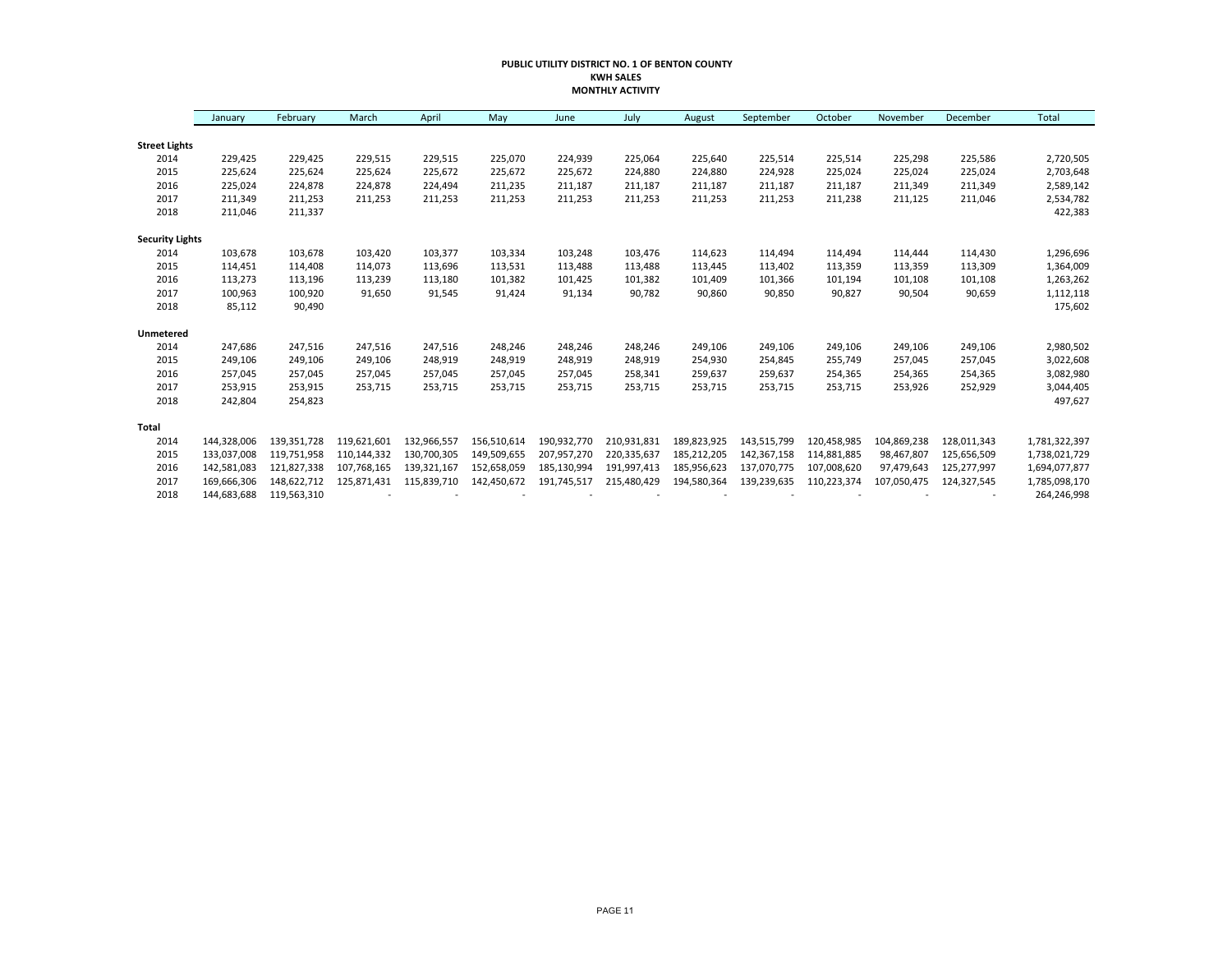**PUBLIC UTILITY DISTRICT NO. 1 OF BENTON COUNTY**
**KWH SALES**
**MONTHLY ACTIVITY**

| | January | February | March | April | May | June | July | August | September | October | November | December | Total |
|---|---|---|---|---|---|---|---|---|---|---|---|---|---|
| **Street Lights** | | | | | | | | | | | | | |
| 2014 | 229,425 | 229,425 | 229,515 | 229,515 | 225,070 | 224,939 | 225,064 | 225,640 | 225,514 | 225,514 | 225,298 | 225,586 | 2,720,505 |
| 2015 | 225,624 | 225,624 | 225,624 | 225,672 | 225,672 | 225,672 | 224,880 | 224,880 | 224,928 | 225,024 | 225,024 | 225,024 | 2,703,648 |
| 2016 | 225,024 | 224,878 | 224,878 | 224,494 | 211,235 | 211,187 | 211,187 | 211,187 | 211,187 | 211,187 | 211,349 | 211,349 | 2,589,142 |
| 2017 | 211,349 | 211,253 | 211,253 | 211,253 | 211,253 | 211,253 | 211,253 | 211,253 | 211,253 | 211,238 | 211,125 | 211,046 | 2,534,782 |
| 2018 | 211,046 | 211,337 | | | | | | | | | | | 422,383 |
| **Security Lights** | | | | | | | | | | | | | |
| 2014 | 103,678 | 103,678 | 103,420 | 103,377 | 103,334 | 103,248 | 103,476 | 114,623 | 114,494 | 114,494 | 114,444 | 114,430 | 1,296,696 |
| 2015 | 114,451 | 114,408 | 114,073 | 113,696 | 113,531 | 113,488 | 113,488 | 113,445 | 113,402 | 113,359 | 113,359 | 113,309 | 1,364,009 |
| 2016 | 113,273 | 113,196 | 113,239 | 113,180 | 101,382 | 101,425 | 101,382 | 101,409 | 101,366 | 101,194 | 101,108 | 101,108 | 1,263,262 |
| 2017 | 100,963 | 100,920 | 91,650 | 91,545 | 91,424 | 91,134 | 90,782 | 90,860 | 90,850 | 90,827 | 90,504 | 90,659 | 1,112,118 |
| 2018 | 85,112 | 90,490 | | | | | | | | | | | 175,602 |
| **Unmetered** | | | | | | | | | | | | | |
| 2014 | 247,686 | 247,516 | 247,516 | 247,516 | 248,246 | 248,246 | 248,246 | 249,106 | 249,106 | 249,106 | 249,106 | 249,106 | 2,980,502 |
| 2015 | 249,106 | 249,106 | 249,106 | 248,919 | 248,919 | 248,919 | 248,919 | 254,930 | 254,845 | 255,749 | 257,045 | 257,045 | 3,022,608 |
| 2016 | 257,045 | 257,045 | 257,045 | 257,045 | 257,045 | 257,045 | 258,341 | 259,637 | 259,637 | 254,365 | 254,365 | 254,365 | 3,082,980 |
| 2017 | 253,915 | 253,915 | 253,715 | 253,715 | 253,715 | 253,715 | 253,715 | 253,715 | 253,715 | 253,715 | 253,926 | 252,929 | 3,044,405 |
| 2018 | 242,804 | 254,823 | | | | | | | | | | | 497,627 |
| **Total** | | | | | | | | | | | | | |
| 2014 | 144,328,006 | 139,351,728 | 119,621,601 | 132,966,557 | 156,510,614 | 190,932,770 | 210,931,831 | 189,823,925 | 143,515,799 | 120,458,985 | 104,869,238 | 128,011,343 | 1,781,322,397 |
| 2015 | 133,037,008 | 119,751,958 | 110,144,332 | 130,700,305 | 149,509,655 | 207,957,270 | 220,335,637 | 185,212,205 | 142,367,158 | 114,881,885 | 98,467,807 | 125,656,509 | 1,738,021,729 |
| 2016 | 142,581,083 | 121,827,338 | 107,768,165 | 139,321,167 | 152,658,059 | 185,130,994 | 191,997,413 | 185,956,623 | 137,070,775 | 107,008,620 | 97,479,643 | 125,277,997 | 1,694,077,877 |
| 2017 | 169,666,306 | 148,622,712 | 125,871,431 | 115,839,710 | 142,450,672 | 191,745,517 | 215,480,429 | 194,580,364 | 139,239,635 | 110,223,374 | 107,050,475 | 124,327,545 | 1,785,098,170 |
| 2018 | 144,683,688 | 119,563,310 | - | - | - | - | - | - | - | - | - | - | 264,246,998 |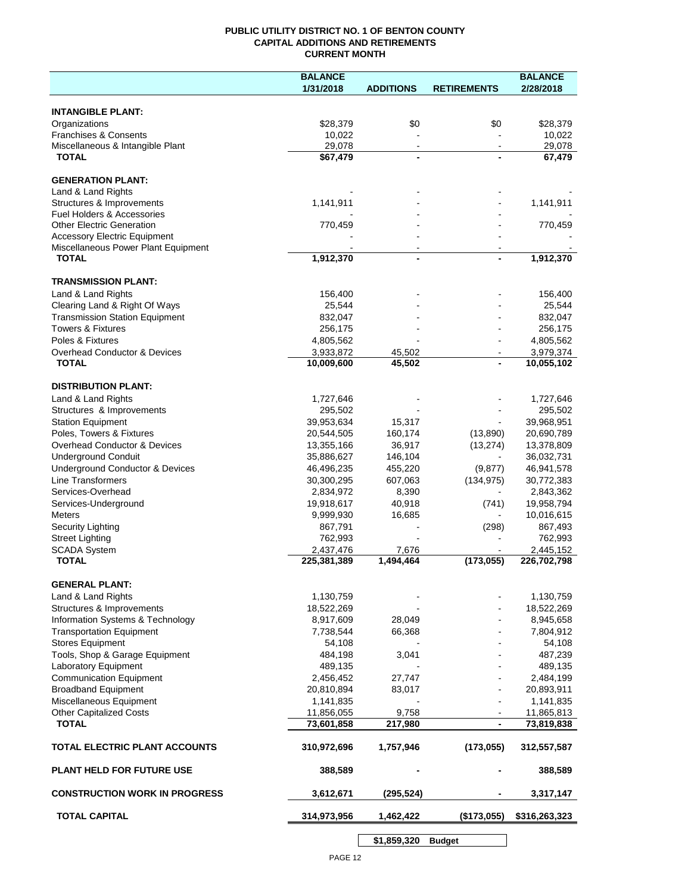**PUBLIC UTILITY DISTRICT NO. 1 OF BENTON COUNTY**
**CAPITAL ADDITIONS AND RETIREMENTS**
**CURRENT MONTH**

| | BALANCE 1/31/2018 | ADDITIONS | RETIREMENTS | BALANCE 2/28/2018 |
|---|---|---|---|---|
| **INTANGIBLE PLANT:** | | | | |
| Organizations | $28,379 | $0 | $0 | $28,379 |
| Franchises & Consents | 10,022 | - | - | 10,022 |
| Miscellaneous & Intangible Plant | 29,078 | - | - | 29,078 |
| **TOTAL** | **$67,479** | **-** | **-** | **67,479** |
| **GENERATION PLANT:** | | | | |
| Land & Land Rights | - | - | - | - |
| Structures & Improvements | 1,141,911 | - | - | 1,141,911 |
| Fuel Holders & Accessories | - | - | - | - |
| Other Electric Generation | 770,459 | - | - | 770,459 |
| Accessory Electric Equipment | - | - | - | - |
| Miscellaneous Power Plant Equipment | - | - | - | - |
| **TOTAL** | **1,912,370** | **-** | **-** | **1,912,370** |
| **TRANSMISSION PLANT:** | | | | |
| Land & Land Rights | 156,400 | - | - | 156,400 |
| Clearing Land & Right Of Ways | 25,544 | - | - | 25,544 |
| Transmission Station Equipment | 832,047 | - | - | 832,047 |
| Towers & Fixtures | 256,175 | - | - | 256,175 |
| Poles & Fixtures | 4,805,562 | - | - | 4,805,562 |
| Overhead Conductor & Devices | 3,933,872 | 45,502 | - | 3,979,374 |
| **TOTAL** | **10,009,600** | **45,502** | **-** | **10,055,102** |
| **DISTRIBUTION PLANT:** | | | | |
| Land & Land Rights | 1,727,646 | - | - | 1,727,646 |
| Structures & Improvements | 295,502 | - | - | 295,502 |
| Station Equipment | 39,953,634 | 15,317 | - | 39,968,951 |
| Poles, Towers & Fixtures | 20,544,505 | 160,174 | (13,890) | 20,690,789 |
| Overhead Conductor & Devices | 13,355,166 | 36,917 | (13,274) | 13,378,809 |
| Underground Conduit | 35,886,627 | 146,104 | - | 36,032,731 |
| Underground Conductor & Devices | 46,496,235 | 455,220 | (9,877) | 46,941,578 |
| Line Transformers | 30,300,295 | 607,063 | (134,975) | 30,772,383 |
| Services-Overhead | 2,834,972 | 8,390 | - | 2,843,362 |
| Services-Underground | 19,918,617 | 40,918 | (741) | 19,958,794 |
| Meters | 9,999,930 | 16,685 | - | 10,016,615 |
| Security Lighting | 867,791 | - | (298) | 867,493 |
| Street Lighting | 762,993 | - | - | 762,993 |
| SCADA System | 2,437,476 | 7,676 | - | 2,445,152 |
| **TOTAL** | **225,381,389** | **1,494,464** | **(173,055)** | **226,702,798** |
| **GENERAL PLANT:** | | | | |
| Land & Land Rights | 1,130,759 | - | - | 1,130,759 |
| Structures & Improvements | 18,522,269 | - | - | 18,522,269 |
| Information Systems & Technology | 8,917,609 | 28,049 | - | 8,945,658 |
| Transportation Equipment | 7,738,544 | 66,368 | - | 7,804,912 |
| Stores Equipment | 54,108 | - | - | 54,108 |
| Tools, Shop & Garage Equipment | 484,198 | 3,041 | - | 487,239 |
| Laboratory Equipment | 489,135 | - | - | 489,135 |
| Communication Equipment | 2,456,452 | 27,747 | - | 2,484,199 |
| Broadband Equipment | 20,810,894 | 83,017 | - | 20,893,911 |
| Miscellaneous Equipment | 1,141,835 | - | - | 1,141,835 |
| Other Capitalized Costs | 11,856,055 | 9,758 | - | 11,865,813 |
| **TOTAL** | **73,601,858** | **217,980** | **-** | **73,819,838** |
| **TOTAL ELECTRIC PLANT ACCOUNTS** | **310,972,696** | **1,757,946** | **(173,055)** | **312,557,587** |
| **PLANT HELD FOR FUTURE USE** | **388,589** | **-** | **-** | **388,589** |
| **CONSTRUCTION WORK IN PROGRESS** | **3,612,671** | **(295,524)** | **-** | **3,317,147** |
| **TOTAL CAPITAL** | **314,973,956** | **1,462,422** | **($173,055)** | **$316,263,323** |

| | |
|---|---|
| **$1,859,320** | **Budget** |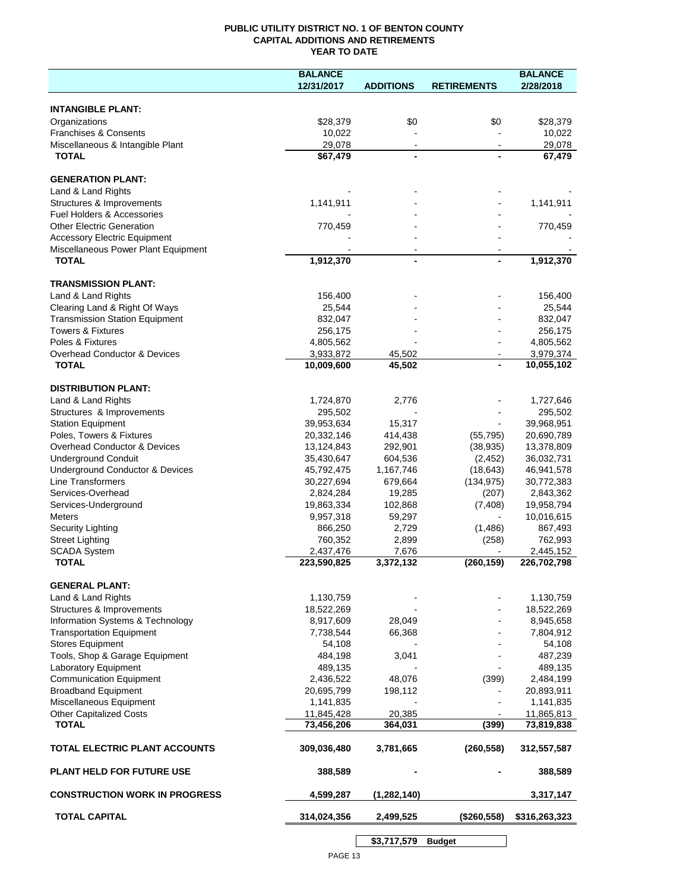# PUBLIC UTILITY DISTRICT NO. 1 OF BENTON COUNTY
## CAPITAL ADDITIONS AND RETIREMENTS
### YEAR TO DATE

| | BALANCE 12/31/2017 | ADDITIONS | RETIREMENTS | BALANCE 2/28/2018 |
|---|---|---|---|---|
| **INTANGIBLE PLANT:** | | | | |
| Organizations | $28,379 | $0 | $0 | $28,379 |
| Franchises & Consents | 10,022 | - | - | 10,022 |
| Miscellaneous & Intangible Plant | 29,078 | - | - | 29,078 |
| **TOTAL** | $67,479 | - | - | 67,479 |
| **GENERATION PLANT:** | | | | |
| Land & Land Rights | - | - | - | - |
| Structures & Improvements | 1,141,911 | - | - | 1,141,911 |
| Fuel Holders & Accessories | - | - | - | - |
| Other Electric Generation | 770,459 | - | - | 770,459 |
| Accessory Electric Equipment | - | - | - | - |
| Miscellaneous Power Plant Equipment | - | - | - | - |
| **TOTAL** | 1,912,370 | - | - | 1,912,370 |
| **TRANSMISSION PLANT:** | | | | |
| Land & Land Rights | 156,400 | - | - | 156,400 |
| Clearing Land & Right Of Ways | 25,544 | - | - | 25,544 |
| Transmission Station Equipment | 832,047 | - | - | 832,047 |
| Towers & Fixtures | 256,175 | - | - | 256,175 |
| Poles & Fixtures | 4,805,562 | - | - | 4,805,562 |
| Overhead Conductor & Devices | 3,933,872 | 45,502 | - | 3,979,374 |
| **TOTAL** | 10,009,600 | 45,502 | - | 10,055,102 |
| **DISTRIBUTION PLANT:** | | | | |
| Land & Land Rights | 1,724,870 | 2,776 | - | 1,727,646 |
| Structures & Improvements | 295,502 | - | - | 295,502 |
| Station Equipment | 39,953,634 | 15,317 | - | 39,968,951 |
| Poles, Towers & Fixtures | 20,332,146 | 414,438 | (55,795) | 20,690,789 |
| Overhead Conductor & Devices | 13,124,843 | 292,901 | (38,935) | 13,378,809 |
| Underground Conduit | 35,430,647 | 604,536 | (2,452) | 36,032,731 |
| Underground Conductor & Devices | 45,792,475 | 1,167,746 | (18,643) | 46,941,578 |
| Line Transformers | 30,227,694 | 679,664 | (134,975) | 30,772,383 |
| Services-Overhead | 2,824,284 | 19,285 | (207) | 2,843,362 |
| Services-Underground | 19,863,334 | 102,868 | (7,408) | 19,958,794 |
| Meters | 9,957,318 | 59,297 | - | 10,016,615 |
| Security Lighting | 866,250 | 2,729 | (1,486) | 867,493 |
| Street Lighting | 760,352 | 2,899 | (258) | 762,993 |
| SCADA System | 2,437,476 | 7,676 | - | 2,445,152 |
| **TOTAL** | 223,590,825 | 3,372,132 | (260,159) | 226,702,798 |
| **GENERAL PLANT:** | | | | |
| Land & Land Rights | 1,130,759 | - | - | 1,130,759 |
| Structures & Improvements | 18,522,269 | - | - | 18,522,269 |
| Information Systems & Technology | 8,917,609 | 28,049 | - | 8,945,658 |
| Transportation Equipment | 7,738,544 | 66,368 | - | 7,804,912 |
| Stores Equipment | 54,108 | - | - | 54,108 |
| Tools, Shop & Garage Equipment | 484,198 | 3,041 | - | 487,239 |
| Laboratory Equipment | 489,135 | - | - | 489,135 |
| Communication Equipment | 2,436,522 | 48,076 | (399) | 2,484,199 |
| Broadband Equipment | 20,695,799 | 198,112 | - | 20,893,911 |
| Miscellaneous Equipment | 1,141,835 | - | - | 1,141,835 |
| Other Capitalized Costs | 11,845,428 | 20,385 | - | 11,865,813 |
| **TOTAL** | 73,456,206 | 364,031 | (399) | 73,819,838 |
| **TOTAL ELECTRIC PLANT ACCOUNTS** | 309,036,480 | 3,781,665 | (260,558) | 312,557,587 |
| **PLANT HELD FOR FUTURE USE** | 388,589 | - | - | 388,589 |
| **CONSTRUCTION WORK IN PROGRESS** | 4,599,287 | (1,282,140) | | 3,317,147 |
| **TOTAL CAPITAL** | 314,024,356 | 2,499,525 | ($260,558) | $316,263,323 |
| | | $3,717,579 | Budget | |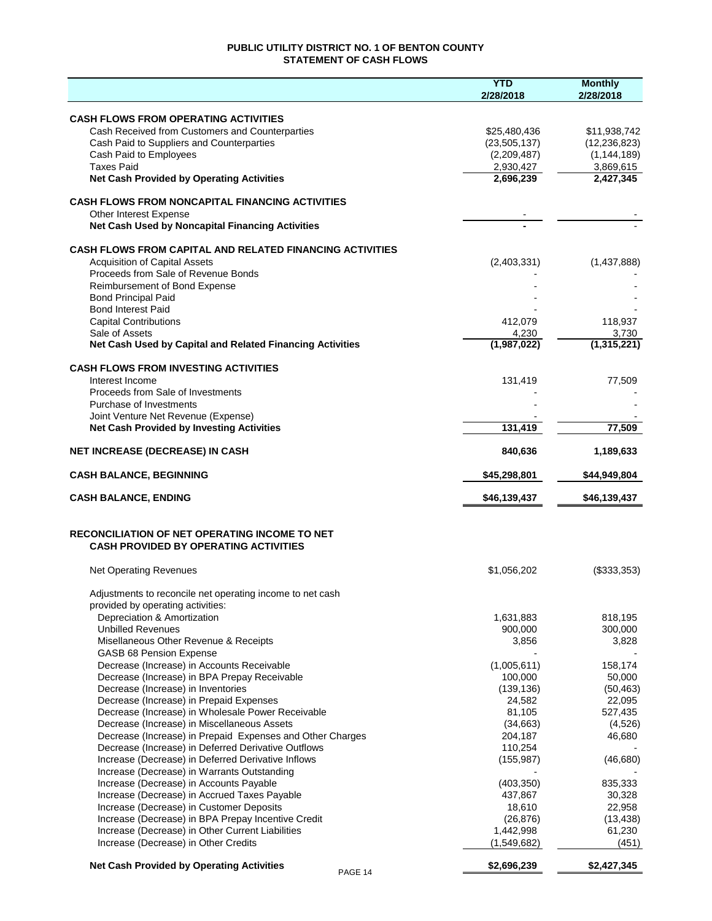# PUBLIC UTILITY DISTRICT NO. 1 OF BENTON COUNTY
## STATEMENT OF CASH FLOWS

| | YTD 2/28/2018 | Monthly 2/28/2018 |
|---|---|---|
| **CASH FLOWS FROM OPERATING ACTIVITIES** | | |
| Cash Received from Customers and Counterparties | $25,480,436 | $11,938,742 |
| Cash Paid to Suppliers and Counterparties | (23,505,137) | (12,236,823) |
| Cash Paid to Employees | (2,209,487) | (1,144,189) |
| Taxes Paid | 2,930,427 | 3,869,615 |
| **Net Cash Provided by Operating Activities** | **2,696,239** | **2,427,345** |
| **CASH FLOWS FROM NONCAPITAL FINANCING ACTIVITIES** | | |
| Other Interest Expense | - | - |
| **Net Cash Used by Noncapital Financing Activities** | **-** | - |
| **CASH FLOWS FROM CAPITAL AND RELATED FINANCING ACTIVITIES** | | |
| Acquisition of Capital Assets | (2,403,331) | (1,437,888) |
| Proceeds from Sale of Revenue Bonds | - | - |
| Reimbursement of Bond Expense | - | - |
| Bond Principal Paid | - | - |
| Bond Interest Paid | - | - |
| Capital Contributions | 412,079 | 118,937 |
| Sale of Assets | 4,230 | 3,730 |
| **Net Cash Used by Capital and Related Financing Activities** | **(1,987,022)** | **(1,315,221)** |
| **CASH FLOWS FROM INVESTING ACTIVITIES** | | |
| Interest Income | 131,419 | 77,509 |
| Proceeds from Sale of Investments | - | - |
| Purchase of Investments | - | - |
| Joint Venture Net Revenue (Expense) | - | - |
| **Net Cash Provided by Investing Activities** | **131,419** | **77,509** |
| **NET INCREASE (DECREASE) IN CASH** | **840,636** | **1,189,633** |
| **CASH BALANCE, BEGINNING** | **$45,298,801** | **$44,949,804** |
| **CASH BALANCE, ENDING** | **$46,139,437** | **$46,139,437** |

## RECONCILIATION OF NET OPERATING INCOME TO NET CASH PROVIDED BY OPERATING ACTIVITIES

| | YTD 2/28/2018 | Monthly 2/28/2018 |
|---|---|---|
| Net Operating Revenues | $1,056,202 | ($333,353) |
| Adjustments to reconcile net operating income to net cash provided by operating activities: | | |
| Depreciation & Amortization | 1,631,883 | 818,195 |
| Unbilled Revenues | 900,000 | 300,000 |
| Misellaneous Other Revenue & Receipts | 3,856 | 3,828 |
| GASB 68 Pension Expense | - | - |
| Decrease (Increase) in Accounts Receivable | (1,005,611) | 158,174 |
| Decrease (Increase) in BPA Prepay Receivable | 100,000 | 50,000 |
| Decrease (Increase) in Inventories | (139,136) | (50,463) |
| Decrease (Increase) in Prepaid Expenses | 24,582 | 22,095 |
| Decrease (Increase) in Wholesale Power Receivable | 81,105 | 527,435 |
| Decrease (Increase) in Miscellaneous Assets | (34,663) | (4,526) |
| Decrease (Increase) in Prepaid Expenses and Other Charges | 204,187 | 46,680 |
| Decrease (Increase) in Deferred Derivative Outflows | 110,254 | - |
| Increase (Decrease) in Deferred Derivative Inflows | (155,987) | (46,680) |
| Increase (Decrease) in Warrants Outstanding | - | - |
| Increase (Decrease) in Accounts Payable | (403,350) | 835,333 |
| Increase (Decrease) in Accrued Taxes Payable | 437,867 | 30,328 |
| Increase (Decrease) in Customer Deposits | 18,610 | 22,958 |
| Increase (Decrease) in BPA Prepay Incentive Credit | (26,876) | (13,438) |
| Increase (Decrease) in Other Current Liabilities | 1,442,998 | 61,230 |
| Increase (Decrease) in Other Credits | (1,549,682) | (451) |
| **Net Cash Provided by Operating Activities** | **$2,696,239** | **$2,427,345** |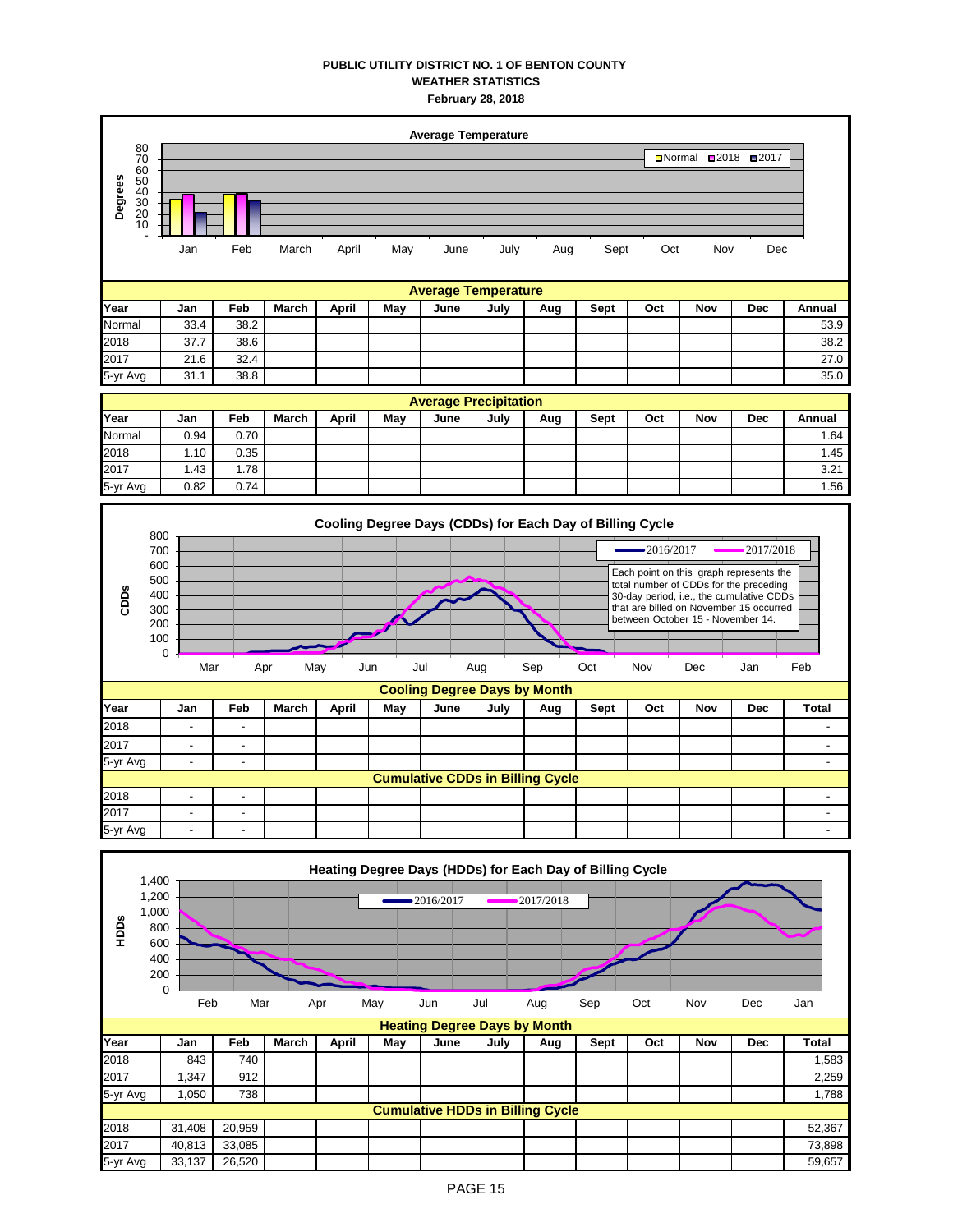**PUBLIC UTILITY DISTRICT NO. 1 OF BENTON COUNTY**
**WEATHER STATISTICS**
**February 28, 2018**

**Average Temperature**

| Year | Jan | Feb | March | April | May | June | July | Aug | Sept | Oct | Nov | Dec | Annual |
|---|---|---|---|---|---|---|---|---|---|---|---|---|---|
| Normal | 33.4 | 38.2 | | | | | | | | | | | 53.9 |
| 2018 | 37.7 | 38.6 | | | | | | | | | | | 38.2 |
| 2017 | 21.6 | 32.4 | | | | | | | | | | | 27.0 |
| 5-yr Avg | 31.1 | 38.8 | | | | | | | | | | | 35.0 |

**Average Precipitation**

| Year | Jan | Feb | March | April | May | June | July | Aug | Sept | Oct | Nov | Dec | Annual |
|---|---|---|---|---|---|---|---|---|---|---|---|---|---|
| Normal | 0.94 | 0.70 | | | | | | | | | | | 1.64 |
| 2018 | 1.10 | 0.35 | | | | | | | | | | | 1.45 |
| 2017 | 1.43 | 1.78 | | | | | | | | | | | 3.21 |
| 5-yr Avg | 0.82 | 0.74 | | | | | | | | | | | 1.56 |

**Cooling Degree Days (CDDs) for Each Day of Billing Cycle**

Each point on this graph represents the total number of CDDs for the preceding 30-day period, i.e., the cumulative CDDs that are billed on November 15 occurred between October 15 - November 14.

**Cooling Degree Days by Month**

| Year | Jan | Feb | March | April | May | June | July | Aug | Sept | Oct | Nov | Dec | Total |
|---|---|---|---|---|---|---|---|---|---|---|---|---|---|
| 2018 | - | - | | | | | | | | | | | - |
| 2017 | - | - | | | | | | | | | | | - |
| 5-yr Avg | - | - | | | | | | | | | | | - |
| **Cumulative CDDs in Billing Cycle** | | | | | | | | | | | | | |
| 2018 | - | - | | | | | | | | | | | - |
| 2017 | - | - | | | | | | | | | | | - |
| 5-yr Avg | - | - | | | | | | | | | | | - |

**Heating Degree Days (HDDs) for Each Day of Billing Cycle**

**Heating Degree Days by Month**

| Year | Jan | Feb | March | April | May | June | July | Aug | Sept | Oct | Nov | Dec | Total |
|---|---|---|---|---|---|---|---|---|---|---|---|---|---|
| 2018 | 843 | 740 | | | | | | | | | | | 1,583 |
| 2017 | 1,347 | 912 | | | | | | | | | | | 2,259 |
| 5-yr Avg | 1,050 | 738 | | | | | | | | | | | 1,788 |
| **Cumulative HDDs in Billing Cycle** | | | | | | | | | | | | | |
| 2018 | 31,408 | 20,959 | | | | | | | | | | | 52,367 |
| 2017 | 40,813 | 33,085 | | | | | | | | | | | 73,898 |
| 5-yr Avg | 33,137 | 26,520 | | | | | | | | | | | 59,657 |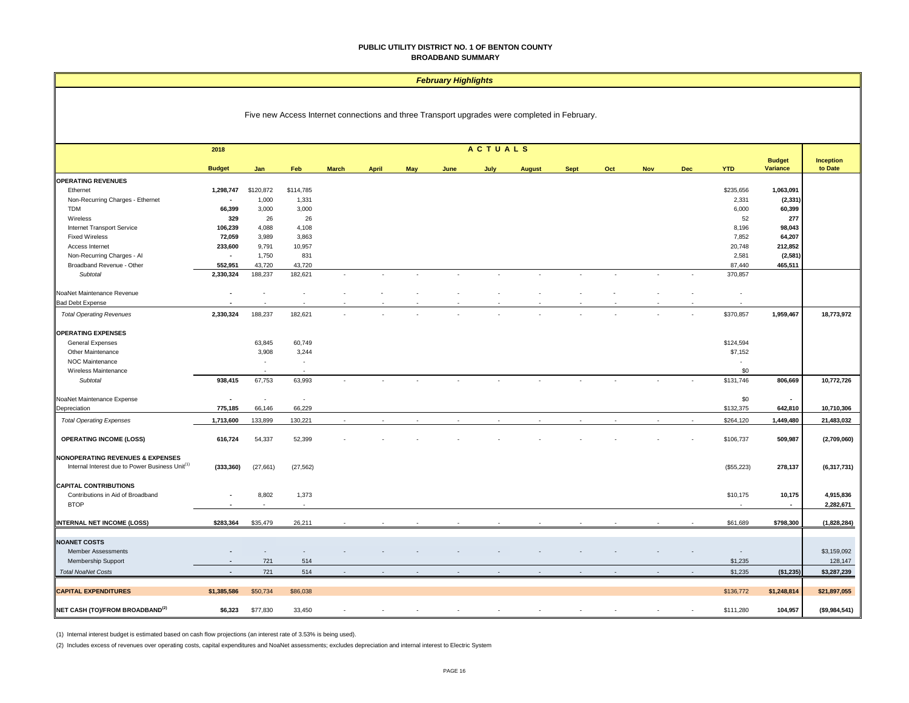**PUBLIC UTILITY DISTRICT NO. 1 OF BENTON COUNTY**
**BROADBAND SUMMARY**

***February Highlights***

Five new Access Internet connections and three Transport upgrades were completed in February.

| | 2018 | ACTUALS | | | | | | | | | | | | | | |
|---|---|---|---|---|---|---|---|---|---|---|---|---|---|---|---|---|
| | **Budget** | **Jan** | **Feb** | **March** | **April** | **May** | **June** | **July** | **August** | **Sept** | **Oct** | **Nov** | **Dec** | **YTD** | **Budget Variance** | **Inception to Date** |
| **OPERATING REVENUES** | | | | | | | | | | | | | | | | |
| Ethernet | **1,298,747** | $120,872 | $114,785 | | | | | | | | | | | $235,656 | **1,063,091** | |
| Non-Recurring Charges - Ethernet | **-** | 1,000 | 1,331 | | | | | | | | | | | 2,331 | **(2,331)** | |
| TDM | **66,399** | 3,000 | 3,000 | | | | | | | | | | | 6,000 | **60,399** | |
| Wireless | **329** | 26 | 26 | | | | | | | | | | | 52 | **277** | |
| Internet Transport Service | **106,239** | 4,088 | 4,108 | | | | | | | | | | | 8,196 | **98,043** | |
| Fixed Wireless | **72,059** | 3,989 | 3,863 | | | | | | | | | | | 7,852 | **64,207** | |
| Access Internet | **233,600** | 9,791 | 10,957 | | | | | | | | | | | 20,748 | **212,852** | |
| Non-Recurring Charges - AI | **-** | 1,750 | 831 | | | | | | | | | | | 2,581 | **(2,581)** | |
| Broadband Revenue - Other | **552,951** | 43,720 | 43,720 | | | | | | | | | | | 87,440 | **465,511** | |
| *Subtotal* | **2,330,324** | 188,237 | 182,621 | - | - | - | - | - | - | - | - | - | - | 370,857 | | |
| NoaNet Maintenance Revenue | **-** | - | - | - | - | - | - | - | - | - | - | - | - | - | | |
| Bad Debt Expense | **-** | - | - | - | - | - | - | - | - | - | - | - | - | - | | |
| *Total Operating Revenues* | **2,330,324** | 188,237 | 182,621 | - | - | - | - | - | - | - | - | - | - | $370,857 | **1,959,467** | **18,773,972** |
| **OPERATING EXPENSES** | | | | | | | | | | | | | | | | |
| General Expenses | | 63,845 | 60,749 | | | | | | | | | | | $124,594 | | |
| Other Maintenance | | 3,908 | 3,244 | | | | | | | | | | | $7,152 | | |
| NOC Maintenance | | - | - | | | | | | | | | | | - | | |
| Wireless Maintenance | | - | - | | | | | | | | | | | $0 | | |
| *Subtotal* | **938,415** | 67,753 | 63,993 | - | - | - | - | - | - | - | - | - | - | $131,746 | **806,669** | **10,772,726** |
| NoaNet Maintenance Expense | **-** | - | - | | | | | | | | | | | $0 | **-** | |
| Depreciation | **775,185** | 66,146 | 66,229 | | | | | | | | | | | $132,375 | **642,810** | **10,710,306** |
| *Total Operating Expenses* | **1,713,600** | 133,899 | 130,221 | - | - | - | - | - | - | - | - | - | - | $264,120 | **1,449,480** | **21,483,032** |
| **OPERATING INCOME (LOSS)** | **616,724** | 54,337 | 52,399 | - | - | - | - | - | - | - | - | - | - | $106,737 | **509,987** | **(2,709,060)** |
| **NONOPERATING REVENUES & EXPENSES** | | | | | | | | | | | | | | | | |
| Internal Interest due to Power Business Unit[1] | **(333,360)** | (27,661) | (27,562) | | | | | | | | | | | ($55,223) | **278,137** | **(6,317,731)** |
| **CAPITAL CONTRIBUTIONS** | | | | | | | | | | | | | | | | |
| Contributions in Aid of Broadband | **-** | 8,802 | 1,373 | | | | | | | | | | | $10,175 | **10,175** | **4,915,836** |
| BTOP | **-** | - | - | | | | | | | | | | | - | **-** | **2,282,671** |
| **INTERNAL NET INCOME (LOSS)** | **$283,364** | $35,479 | 26,211 | - | - | - | - | - | - | - | - | - | - | $61,689 | **$798,300** | **(1,828,284)** |
| **NOANET COSTS** | | | | | | | | | | | | | | | | |
| Member Assessments | **-** | - | - | - | - | - | - | - | - | - | - | - | - | - | | $3,159,092 |
| Membership Support | **-** | 721 | 514 | | | | | | | | | | | $1,235 | | 128,147 |
| *Total NoaNet Costs* | **-** | 721 | 514 | - | - | - | - | - | - | - | - | - | - | $1,235 | **($1,235)** | **$3,287,239** |
| **CAPITAL EXPENDITURES** | **$1,385,586** | $50,734 | $86,038 | | | | | | | | | | | $136,772 | **$1,248,814** | **$21,897,055** |
| **NET CASH (TO)/FROM BROADBAND[2]** | **$6,323** | $77,830 | 33,450 | - | - | - | - | - | - | - | - | - | - | $111,280 | **104,957** | **($9,984,541)** |

(1) Internal interest budget is estimated based on cash flow projections (an interest rate of 3.53% is being used).

(2) Includes excess of revenues over operating costs, capital expenditures and NoaNet assessments; excludes depreciation and internal interest to Electric System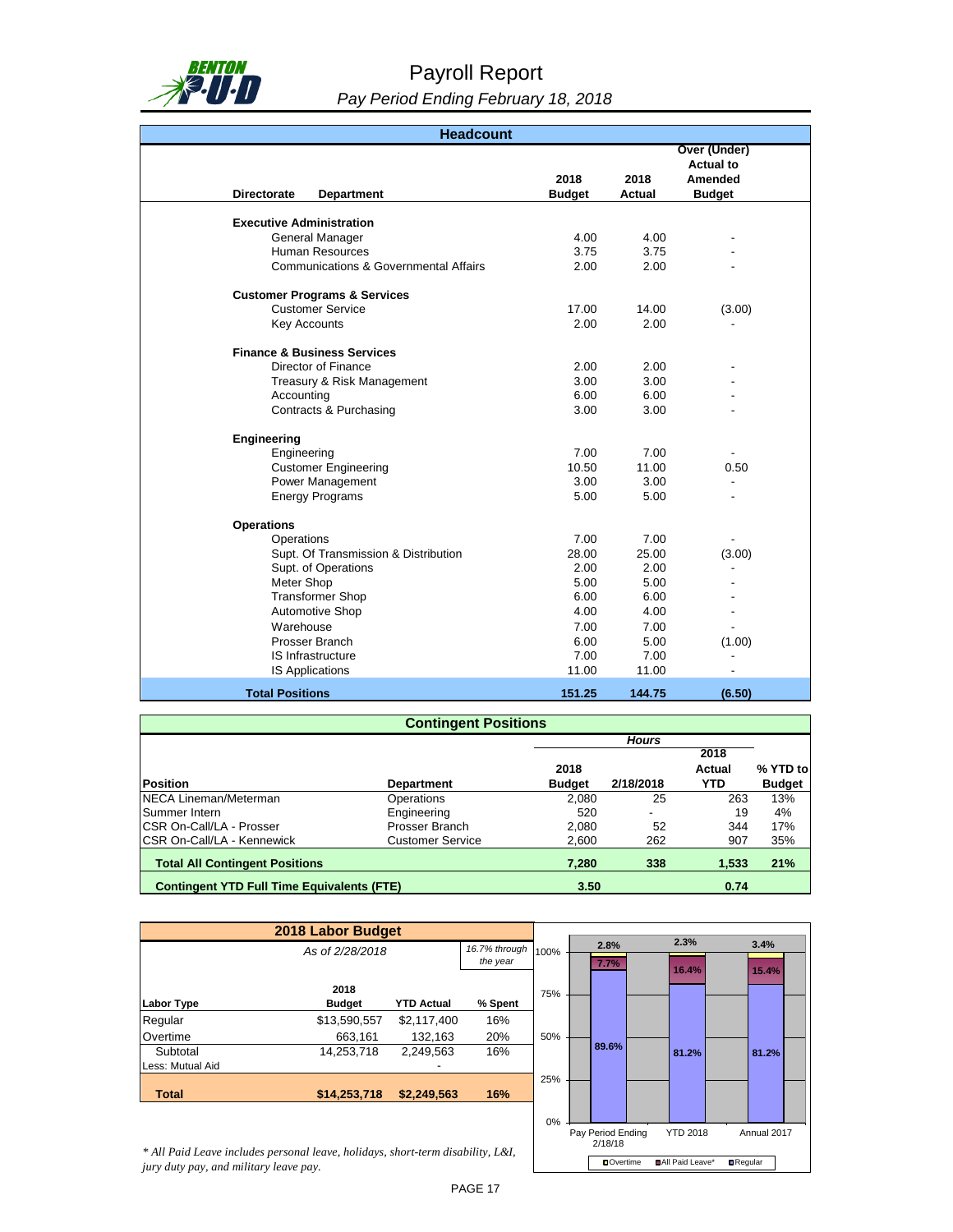# Payroll Report

*Pay Period Ending February 18, 2018*

## Headcount

| Directorate | Department | 2018 Budget | 2018 Actual | Over (Under) Actual to Amended Budget |
|---|---|---|---|---|
| **Executive Administration** | | | | |
| | General Manager | 4.00 | 4.00 | - |
| | Human Resources | 3.75 | 3.75 | - |
| | Communications & Governmental Affairs | 2.00 | 2.00 | - |
| **Customer Programs & Services** | | | | |
| | Customer Service | 17.00 | 14.00 | (3.00) |
| | Key Accounts | 2.00 | 2.00 | - |
| **Finance & Business Services** | | | | |
| | Director of Finance | 2.00 | 2.00 | - |
| | Treasury & Risk Management | 3.00 | 3.00 | - |
| | Accounting | 6.00 | 6.00 | - |
| | Contracts & Purchasing | 3.00 | 3.00 | - |
| **Engineering** | | | | |
| | Engineering | 7.00 | 7.00 | - |
| | Customer Engineering | 10.50 | 11.00 | 0.50 |
| | Power Management | 3.00 | 3.00 | - |
| | Energy Programs | 5.00 | 5.00 | - |
| **Operations** | | | | |
| | Operations | 7.00 | 7.00 | - |
| | Supt. Of Transmission & Distribution | 28.00 | 25.00 | (3.00) |
| | Supt. of Operations | 2.00 | 2.00 | - |
| | Meter Shop | 5.00 | 5.00 | - |
| | Transformer Shop | 6.00 | 6.00 | - |
| | Automotive Shop | 4.00 | 4.00 | - |
| | Warehouse | 7.00 | 7.00 | - |
| | Prosser Branch | 6.00 | 5.00 | (1.00) |
| | IS Infrastructure | 7.00 | 7.00 | - |
| | IS Applications | 11.00 | 11.00 | - |
| **Total Positions** | | **151.25** | **144.75** | **(6.50)** |

## Contingent Positions

| Position | Department | Hours 2018 Budget | Hours 2/18/2018 | 2018 Actual YTD | % YTD to Budget |
|---|---|---|---|---|---|
| NECA Lineman/Meterman | Operations | 2,080 | 25 | 263 | 13% |
| Summer Intern | Engineering | 520 | - | 19 | 4% |
| CSR On-Call/LA - Prosser | Prosser Branch | 2,080 | 52 | 344 | 17% |
| CSR On-Call/LA - Kennewick | Customer Service | 2,600 | 262 | 907 | 35% |
| **Total All Contingent Positions** | | **7,280** | **338** | **1,533** | **21%** |
| **Contingent YTD Full Time Equivalents (FTE)** | | **3.50** | | **0.74** | |

## 2018 Labor Budget

*As of 2/28/2018* — *16.7% through the year*

| Labor Type | 2018 Budget | YTD Actual | % Spent |
|---|---|---|---|
| Regular | $13,590,557 | $2,117,400 | 16% |
| Overtime | 663,161 | 132,163 | 20% |
| Subtotal | 14,253,718 | 2,249,563 | 16% |
| Less: Mutual Aid | | - | |
| **Total** | **$14,253,718** | **$2,249,563** | **16%** |

100%
75%
50%
25%
0%

Pay Period Ending 2/18/18: 2.8%, 7.7%, 89.6%
YTD 2018: 2.3%, 16.4%, 81.2%
Annual 2017: 3.4%, 15.4%, 81.2%

Overtime | All Paid Leave* | Regular

*\* All Paid Leave includes personal leave, holidays, short-term disability, L&I, jury duty pay, and military leave pay.*